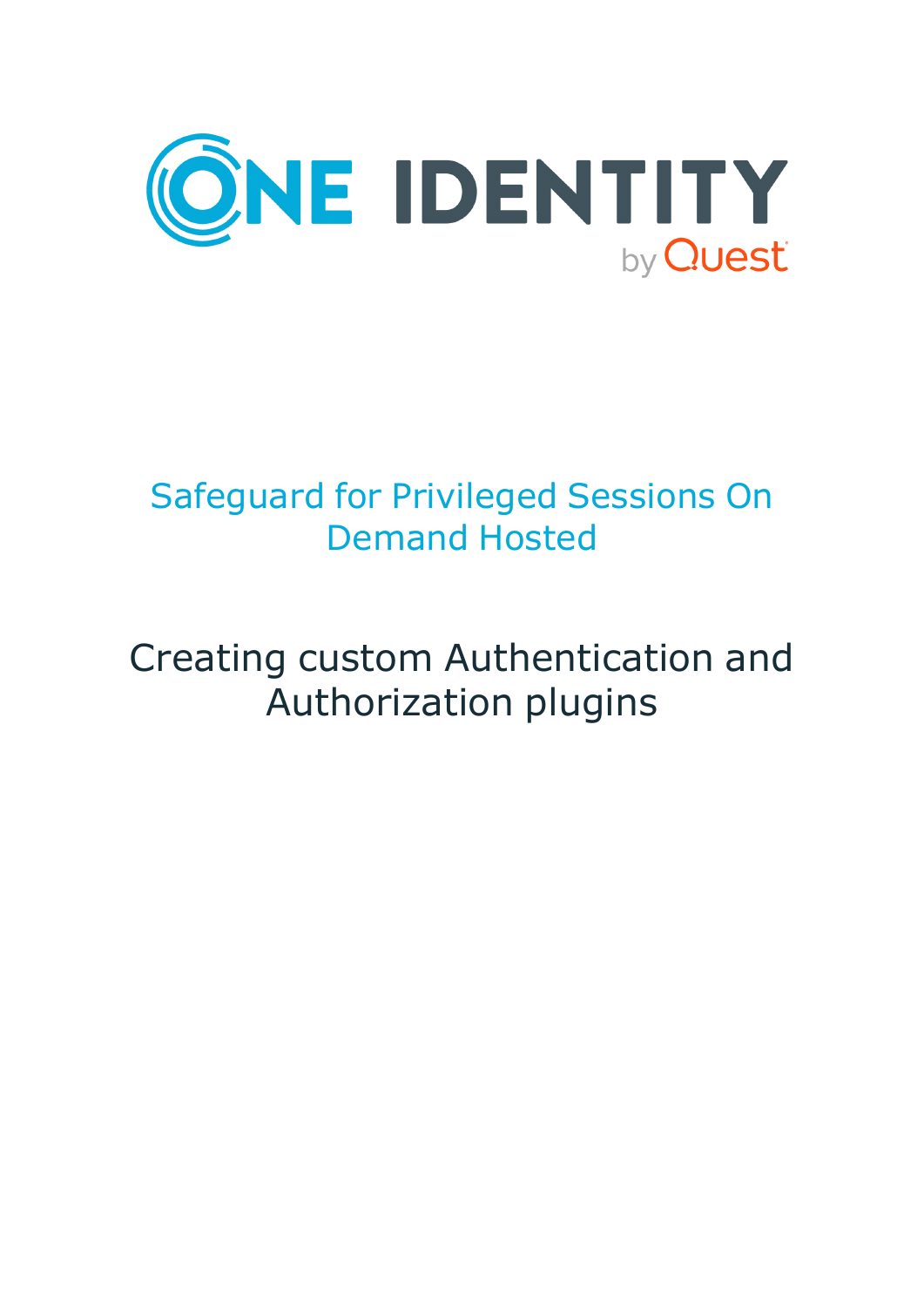# Safeguard for Privileged Sessions On Demand Hosted

## Creating custom Authentication and Authorization plugins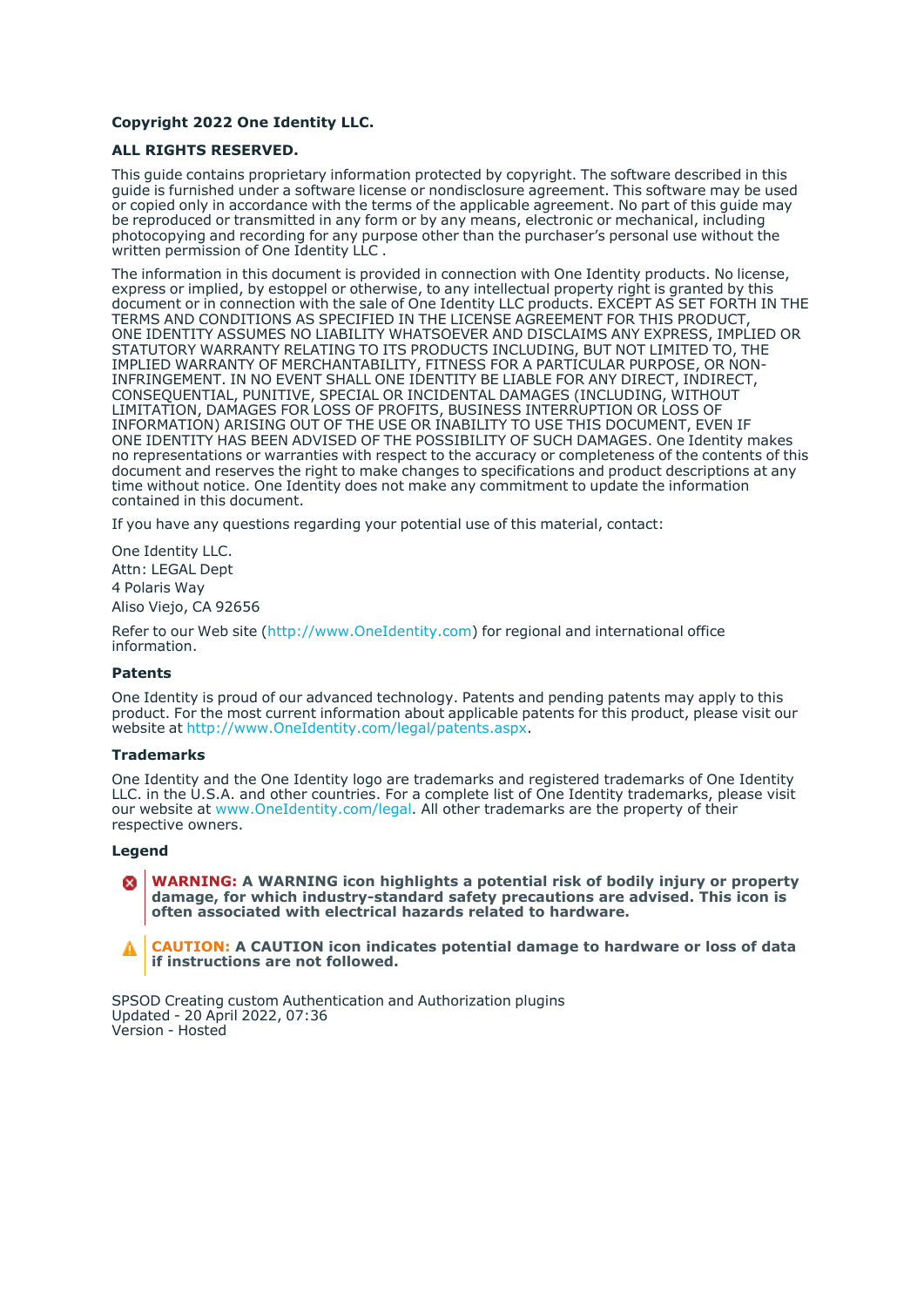**Copyright 2022 One Identity LLC.**

**ALL RIGHTS RESERVED.**

This guide contains proprietary information protected by copyright. The software described in this guide is furnished under a software license or nondisclosure agreement. This software may be used or copied only in accordance with the terms of the applicable agreement. No part of this guide may be reproduced or transmitted in any form or by any means, electronic or mechanical, including photocopying and recording for any purpose other than the purchaser's personal use without the written permission of One Identity LLC .

The information in this document is provided in connection with One Identity products. No license, express or implied, by estoppel or otherwise, to any intellectual property right is granted by this document or in connection with the sale of One Identity LLC products. EXCEPT AS SET FORTH IN THE TERMS AND CONDITIONS AS SPECIFIED IN THE LICENSE AGREEMENT FOR THIS PRODUCT, ONE IDENTITY ASSUMES NO LIABILITY WHATSOEVER AND DISCLAIMS ANY EXPRESS, IMPLIED OR STATUTORY WARRANTY RELATING TO ITS PRODUCTS INCLUDING, BUT NOT LIMITED TO, THE IMPLIED WARRANTY OF MERCHANTABILITY, FITNESS FOR A PARTICULAR PURPOSE, OR NON-INFRINGEMENT. IN NO EVENT SHALL ONE IDENTITY BE LIABLE FOR ANY DIRECT, INDIRECT, CONSEQUENTIAL, PUNITIVE, SPECIAL OR INCIDENTAL DAMAGES (INCLUDING, WITHOUT LIMITATION, DAMAGES FOR LOSS OF PROFITS, BUSINESS INTERRUPTION OR LOSS OF INFORMATION) ARISING OUT OF THE USE OR INABILITY TO USE THIS DOCUMENT, EVEN IF ONE IDENTITY HAS BEEN ADVISED OF THE POSSIBILITY OF SUCH DAMAGES. One Identity makes no representations or warranties with respect to the accuracy or completeness of the contents of this document and reserves the right to make changes to specifications and product descriptions at any time without notice. One Identity does not make any commitment to update the information contained in this document.

If you have any questions regarding your potential use of this material, contact:

One Identity LLC.
Attn: LEGAL Dept
4 Polaris Way
Aliso Viejo, CA 92656

Refer to our Web site (http://www.OneIdentity.com) for regional and international office information.

**Patents**

One Identity is proud of our advanced technology. Patents and pending patents may apply to this product. For the most current information about applicable patents for this product, please visit our website at http://www.OneIdentity.com/legal/patents.aspx.

**Trademarks**

One Identity and the One Identity logo are trademarks and registered trademarks of One Identity LLC. in the U.S.A. and other countries. For a complete list of One Identity trademarks, please visit our website at www.OneIdentity.com/legal. All other trademarks are the property of their respective owners.

**Legend**

**WARNING: A WARNING icon highlights a potential risk of bodily injury or property damage, for which industry-standard safety precautions are advised. This icon is often associated with electrical hazards related to hardware.**

**CAUTION: A CAUTION icon indicates potential damage to hardware or loss of data if instructions are not followed.**

SPSOD Creating custom Authentication and Authorization plugins
Updated - 20 April 2022, 07:36
Version - Hosted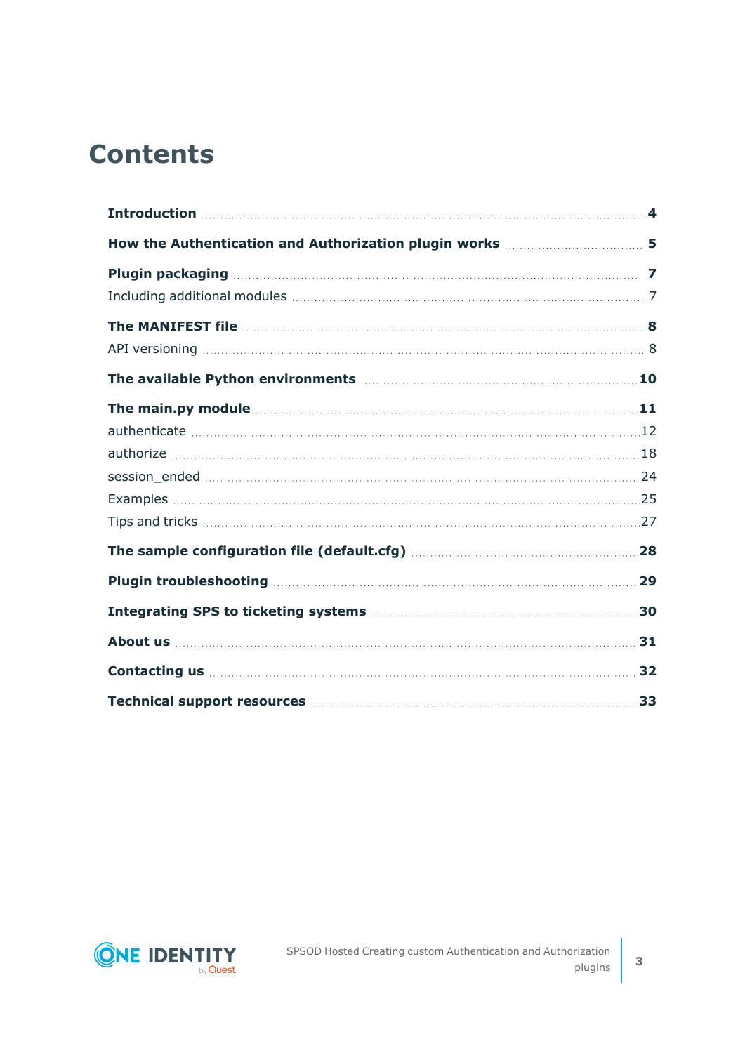# Contents

**Introduction** 4

**How the Authentication and Authorization plugin works** 5

**Plugin packaging** 7

Including additional modules 7

**The MANIFEST file** 8

API versioning 8

**The available Python environments** 10

**The main.py module** 11

authenticate 12

authorize 18

session_ended 24

Examples 25

Tips and tricks 27

**The sample configuration file (default.cfg)** 28

**Plugin troubleshooting** 29

**Integrating SPS to ticketing systems** 30

**About us** 31

**Contacting us** 32

**Technical support resources** 33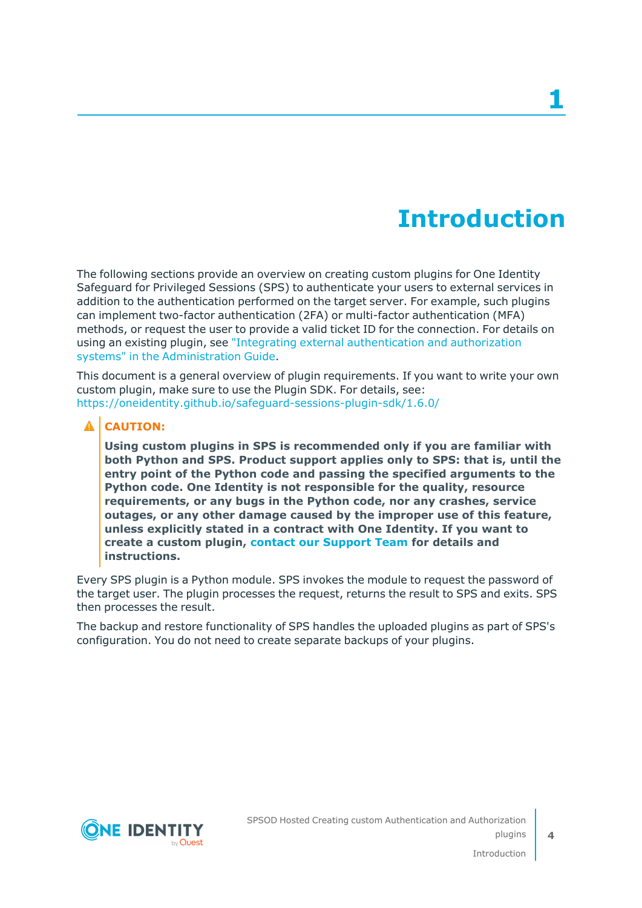# 1 Introduction

The following sections provide an overview on creating custom plugins for One Identity Safeguard for Privileged Sessions (SPS) to authenticate your users to external services in addition to the authentication performed on the target server. For example, such plugins can implement two-factor authentication (2FA) or multi-factor authentication (MFA) methods, or request the user to provide a valid ticket ID for the connection. For details on using an existing plugin, see "Integrating external authentication and authorization systems" in the Administration Guide.

This document is a general overview of plugin requirements. If you want to write your own custom plugin, make sure to use the Plugin SDK. For details, see: https://oneidentity.github.io/safeguard-sessions-plugin-sdk/1.6.0/

**CAUTION:**

**Using custom plugins in SPS is recommended only if you are familiar with both Python and SPS. Product support applies only to SPS: that is, until the entry point of the Python code and passing the specified arguments to the Python code. One Identity is not responsible for the quality, resource requirements, or any bugs in the Python code, nor any crashes, service outages, or any other damage caused by the improper use of this feature, unless explicitly stated in a contract with One Identity. If you want to create a custom plugin, contact our Support Team for details and instructions.**

Every SPS plugin is a Python module. SPS invokes the module to request the password of the target user. The plugin processes the request, returns the result to SPS and exits. SPS then processes the result.

The backup and restore functionality of SPS handles the uploaded plugins as part of SPS's configuration. You do not need to create separate backups of your plugins.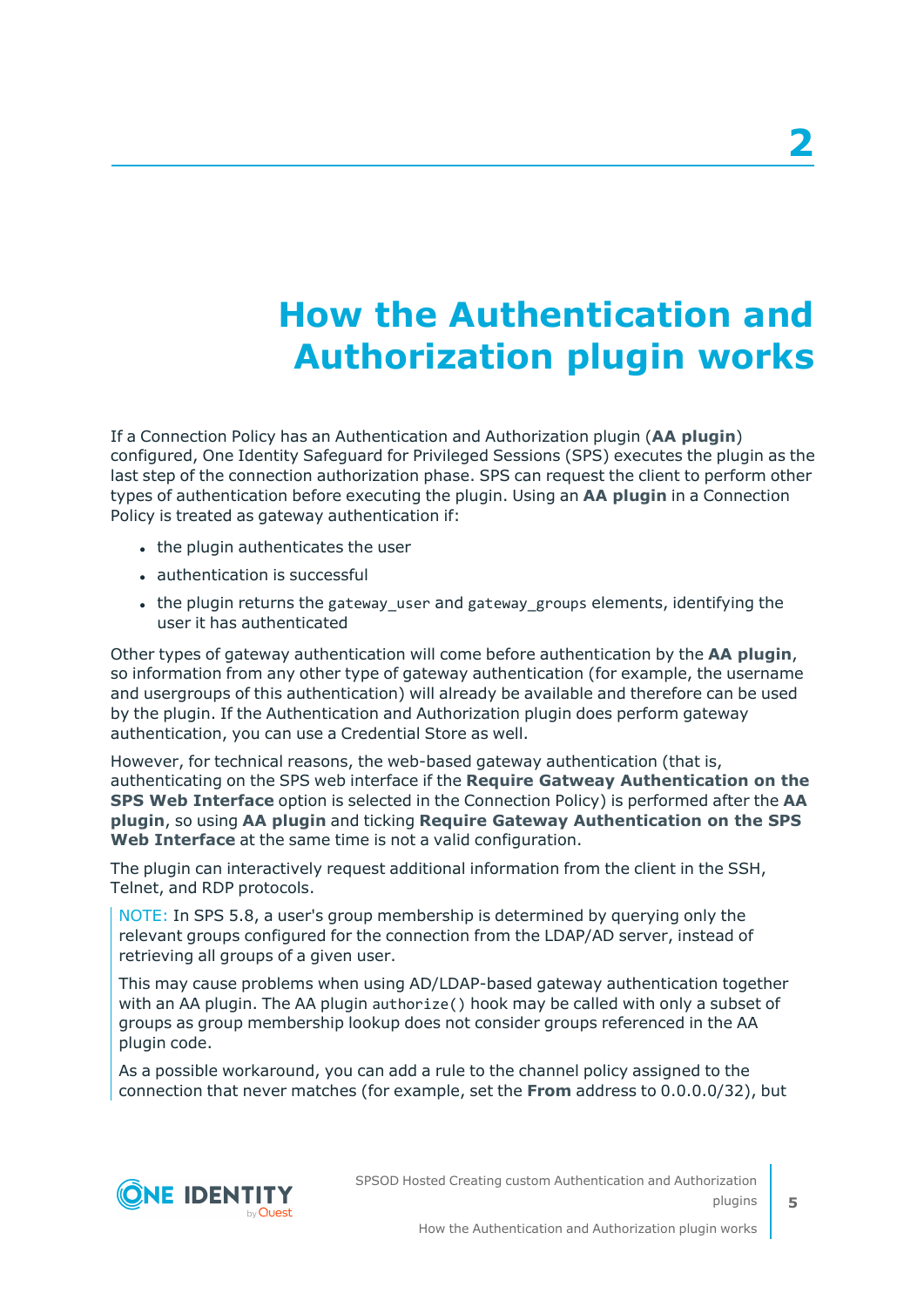# 2 How the Authentication and Authorization plugin works

If a Connection Policy has an Authentication and Authorization plugin (**AA plugin**) configured, One Identity Safeguard for Privileged Sessions (SPS) executes the plugin as the last step of the connection authorization phase. SPS can request the client to perform other types of authentication before executing the plugin. Using an **AA plugin** in a Connection Policy is treated as gateway authentication if:

- the plugin authenticates the user
- authentication is successful
- the plugin returns the `gateway_user` and `gateway_groups` elements, identifying the user it has authenticated

Other types of gateway authentication will come before authentication by the **AA plugin**, so information from any other type of gateway authentication (for example, the username and usergroups of this authentication) will already be available and therefore can be used by the plugin. If the Authentication and Authorization plugin does perform gateway authentication, you can use a Credential Store as well.

However, for technical reasons, the web-based gateway authentication (that is, authenticating on the SPS web interface if the **Require Gatweay Authentication on the SPS Web Interface** option is selected in the Connection Policy) is performed after the **AA plugin**, so using **AA plugin** and ticking **Require Gateway Authentication on the SPS Web Interface** at the same time is not a valid configuration.

The plugin can interactively request additional information from the client in the SSH, Telnet, and RDP protocols.

NOTE: In SPS 5.8, a user's group membership is determined by querying only the relevant groups configured for the connection from the LDAP/AD server, instead of retrieving all groups of a given user.

This may cause problems when using AD/LDAP-based gateway authentication together with an AA plugin. The AA plugin `authorize()` hook may be called with only a subset of groups as group membership lookup does not consider groups referenced in the AA plugin code.

As a possible workaround, you can add a rule to the channel policy assigned to the connection that never matches (for example, set the **From** address to 0.0.0.0/32), but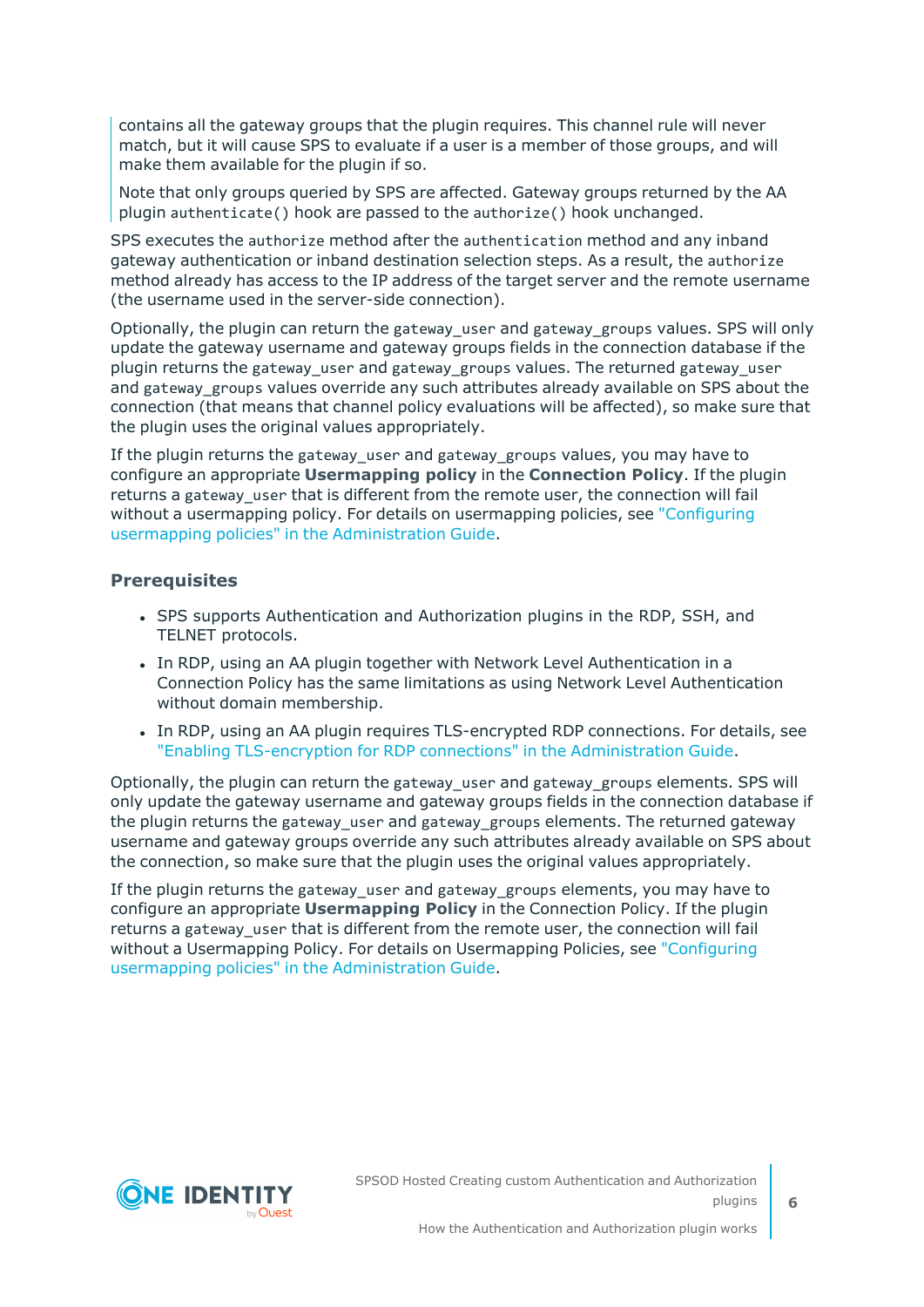contains all the gateway groups that the plugin requires. This channel rule will never match, but it will cause SPS to evaluate if a user is a member of those groups, and will make them available for the plugin if so.

Note that only groups queried by SPS are affected. Gateway groups returned by the AA plugin `authenticate()` hook are passed to the `authorize()` hook unchanged.

SPS executes the `authorize` method after the `authentication` method and any inband gateway authentication or inband destination selection steps. As a result, the `authorize` method already has access to the IP address of the target server and the remote username (the username used in the server-side connection).

Optionally, the plugin can return the `gateway_user` and `gateway_groups` values. SPS will only update the gateway username and gateway groups fields in the connection database if the plugin returns the `gateway_user` and `gateway_groups` values. The returned `gateway_user` and `gateway_groups` values override any such attributes already available on SPS about the connection (that means that channel policy evaluations will be affected), so make sure that the plugin uses the original values appropriately.

If the plugin returns the `gateway_user` and `gateway_groups` values, you may have to configure an appropriate **Usermapping policy** in the **Connection Policy**. If the plugin returns a `gateway_user` that is different from the remote user, the connection will fail without a usermapping policy. For details on usermapping policies, see "Configuring usermapping policies" in the Administration Guide.

### Prerequisites

- SPS supports Authentication and Authorization plugins in the RDP, SSH, and TELNET protocols.
- In RDP, using an AA plugin together with Network Level Authentication in a Connection Policy has the same limitations as using Network Level Authentication without domain membership.
- In RDP, using an AA plugin requires TLS-encrypted RDP connections. For details, see "Enabling TLS-encryption for RDP connections" in the Administration Guide.

Optionally, the plugin can return the `gateway_user` and `gateway_groups` elements. SPS will only update the gateway username and gateway groups fields in the connection database if the plugin returns the `gateway_user` and `gateway_groups` elements. The returned gateway username and gateway groups override any such attributes already available on SPS about the connection, so make sure that the plugin uses the original values appropriately.

If the plugin returns the `gateway_user` and `gateway_groups` elements, you may have to configure an appropriate **Usermapping Policy** in the Connection Policy. If the plugin returns a `gateway_user` that is different from the remote user, the connection will fail without a Usermapping Policy. For details on Usermapping Policies, see "Configuring usermapping policies" in the Administration Guide.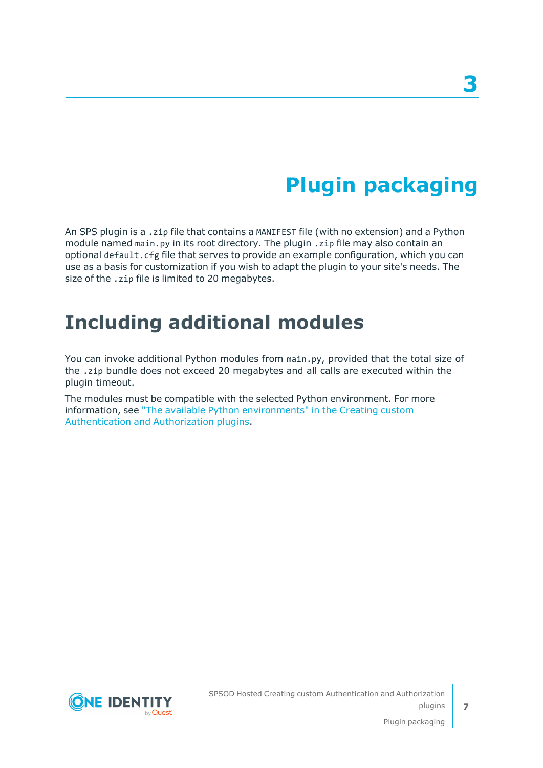# 3 Plugin packaging

An SPS plugin is a `.zip` file that contains a `MANIFEST` file (with no extension) and a Python module named `main.py` in its root directory. The plugin `.zip` file may also contain an optional `default.cfg` file that serves to provide an example configuration, which you can use as a basis for customization if you wish to adapt the plugin to your site's needs. The size of the `.zip` file is limited to 20 megabytes.

## Including additional modules

You can invoke additional Python modules from `main.py`, provided that the total size of the `.zip` bundle does not exceed 20 megabytes and all calls are executed within the plugin timeout.

The modules must be compatible with the selected Python environment. For more information, see "The available Python environments" in the Creating custom Authentication and Authorization plugins.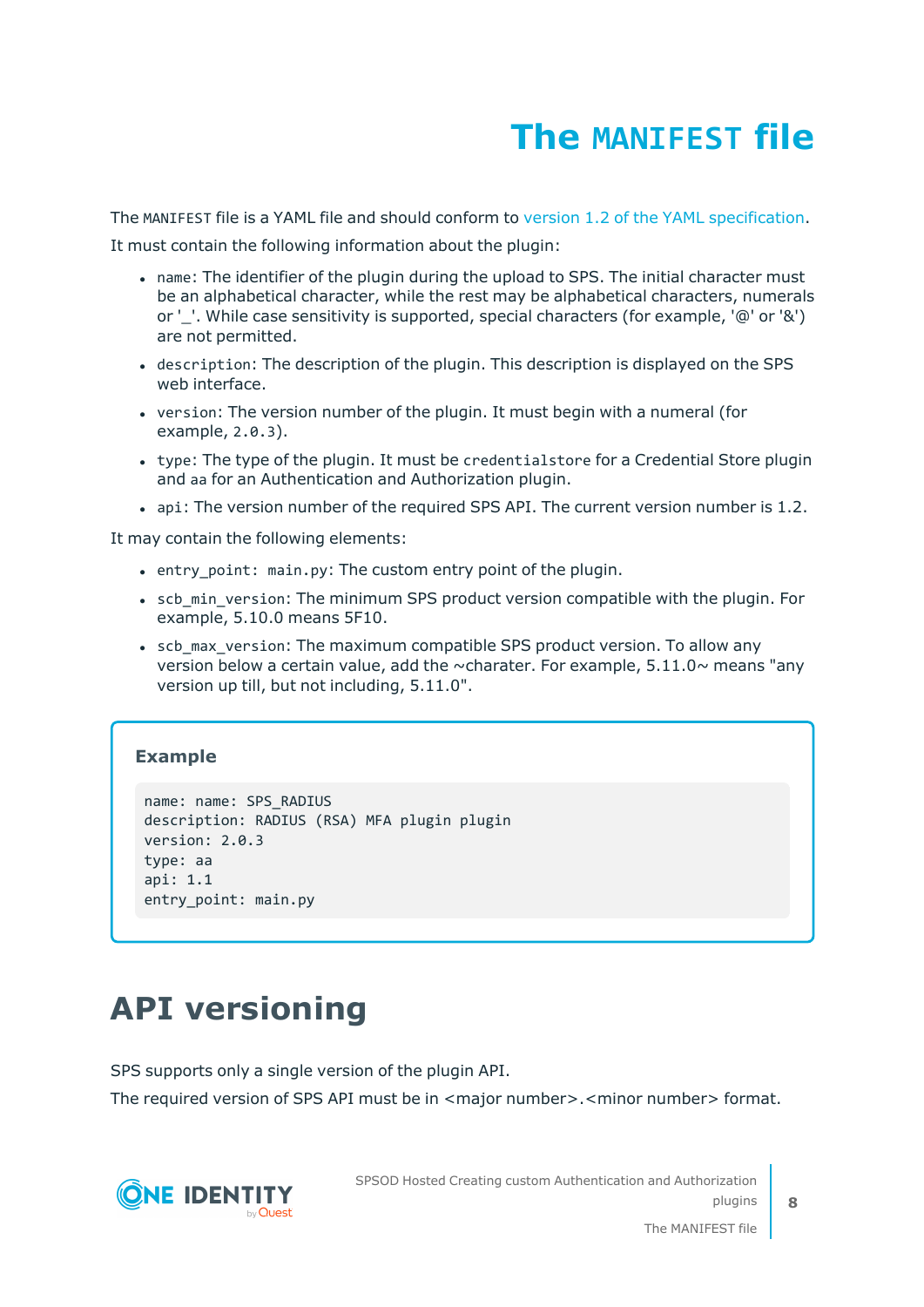# The `MANIFEST` file

The `MANIFEST` file is a YAML file and should conform to version 1.2 of the YAML specification.

It must contain the following information about the plugin:

- `name`: The identifier of the plugin during the upload to SPS. The initial character must be an alphabetical character, while the rest may be alphabetical characters, numerals or '_'. While case sensitivity is supported, special characters (for example, '@' or '&') are not permitted.
- `description`: The description of the plugin. This description is displayed on the SPS web interface.
- `version`: The version number of the plugin. It must begin with a numeral (for example, `2.0.3`).
- `type`: The type of the plugin. It must be `credentialstore` for a Credential Store plugin and `aa` for an Authentication and Authorization plugin.
- `api`: The version number of the required SPS API. The current version number is 1.2.

It may contain the following elements:

- `entry_point: main.py`: The custom entry point of the plugin.
- `scb_min_version`: The minimum SPS product version compatible with the plugin. For example, 5.10.0 means 5F10.
- `scb_max_version`: The maximum compatible SPS product version. To allow any version below a certain value, add the ~charater. For example, 5.11.0~ means "any version up till, but not including, 5.11.0".

**Example**

```
name: name: SPS_RADIUS
description: RADIUS (RSA) MFA plugin plugin
version: 2.0.3
type: aa
api: 1.1
entry_point: main.py
```

# API versioning

SPS supports only a single version of the plugin API.

The required version of SPS API must be in <major number>.<minor number> format.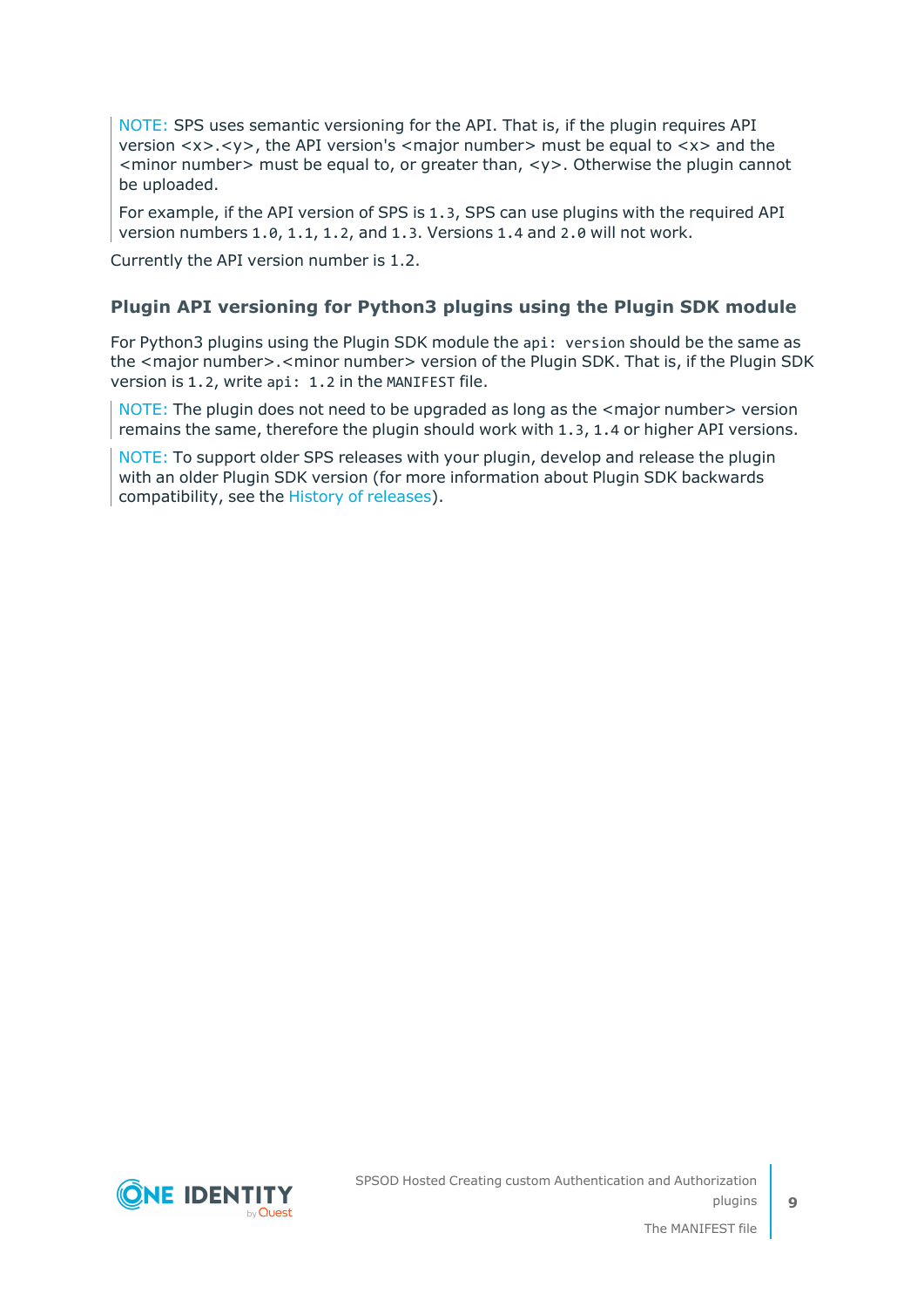> NOTE: SPS uses semantic versioning for the API. That is, if the plugin requires API version <x>.<y>, the API version's <major number> must be equal to <x> and the <minor number> must be equal to, or greater than, <y>. Otherwise the plugin cannot be uploaded.
>
> For example, if the API version of SPS is `1.3`, SPS can use plugins with the required API version numbers `1.0`, `1.1`, `1.2`, and `1.3`. Versions `1.4` and `2.0` will not work.

Currently the API version number is 1.2.

### Plugin API versioning for Python3 plugins using the Plugin SDK module

For Python3 plugins using the Plugin SDK module the `api: version` should be the same as the <major number>.<minor number> version of the Plugin SDK. That is, if the Plugin SDK version is `1.2`, write `api: 1.2` in the `MANIFEST` file.

> NOTE: The plugin does not need to be upgraded as long as the <major number> version remains the same, therefore the plugin should work with `1.3`, `1.4` or higher API versions.

> NOTE: To support older SPS releases with your plugin, develop and release the plugin with an older Plugin SDK version (for more information about Plugin SDK backwards compatibility, see the History of releases).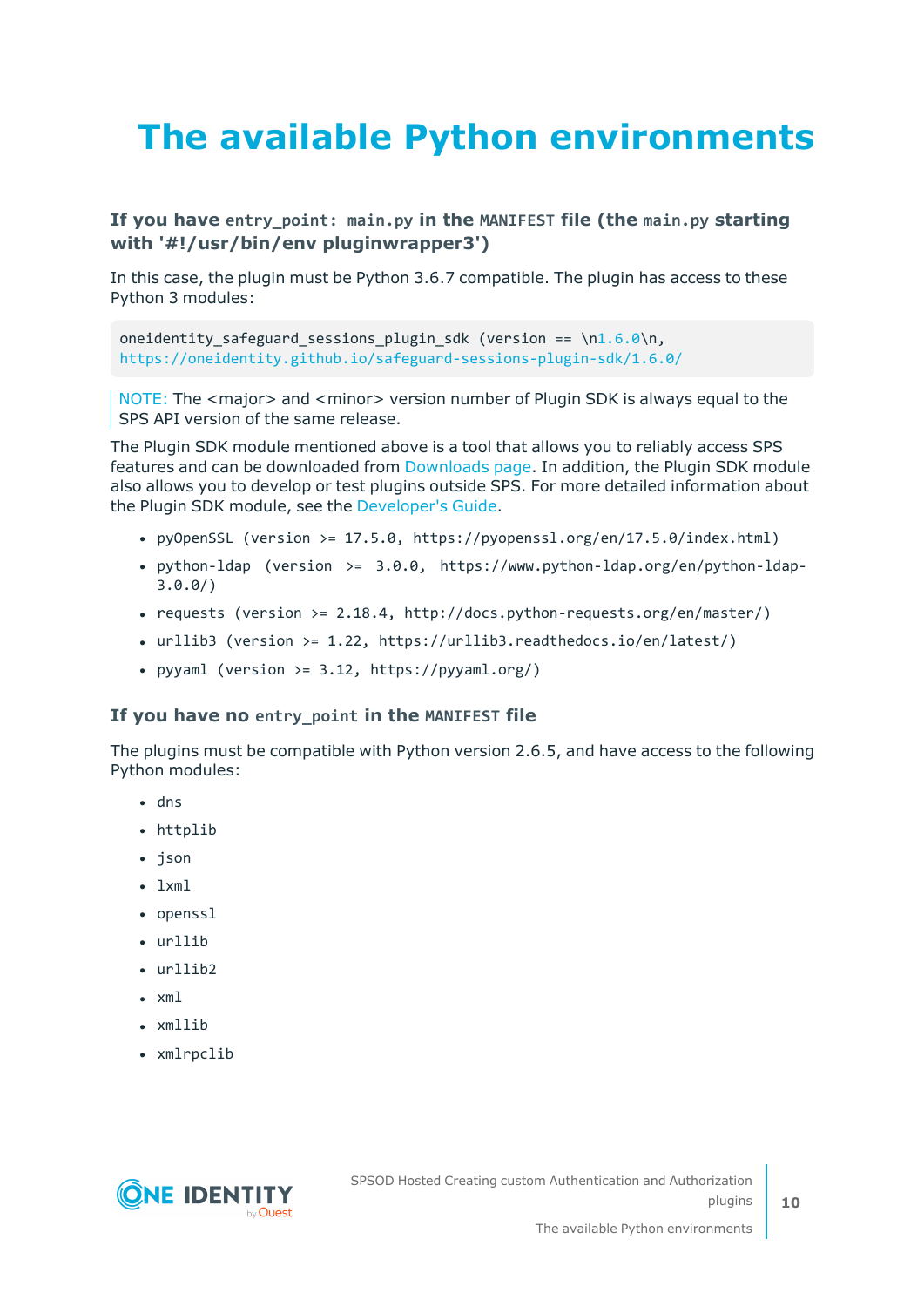# The available Python environments

### If you have `entry_point: main.py` in the `MANIFEST` file (the `main.py` starting with '#!/usr/bin/env pluginwrapper3')

In this case, the plugin must be Python 3.6.7 compatible. The plugin has access to these Python 3 modules:

```
oneidentity_safeguard_sessions_plugin_sdk (version == \n1.6.0\n,
https://oneidentity.github.io/safeguard-sessions-plugin-sdk/1.6.0/
```

NOTE: The <major> and <minor> version number of Plugin SDK is always equal to the SPS API version of the same release.

The Plugin SDK module mentioned above is a tool that allows you to reliably access SPS features and can be downloaded from Downloads page. In addition, the Plugin SDK module also allows you to develop or test plugins outside SPS. For more detailed information about the Plugin SDK module, see the Developer's Guide.

- `pyOpenSSL (version >= 17.5.0, https://pyopenssl.org/en/17.5.0/index.html)`
- `python-ldap (version >= 3.0.0, https://www.python-ldap.org/en/python-ldap-3.0.0/)`
- `requests (version >= 2.18.4, http://docs.python-requests.org/en/master/)`
- `urllib3 (version >= 1.22, https://urllib3.readthedocs.io/en/latest/)`
- `pyyaml (version >= 3.12, https://pyyaml.org/)`

### If you have no `entry_point` in the `MANIFEST` file

The plugins must be compatible with Python version 2.6.5, and have access to the following Python modules:

- `dns`
- `httplib`
- `json`
- `lxml`
- `openssl`
- `urllib`
- `urllib2`
- `xml`
- `xmllib`
- `xmlrpclib`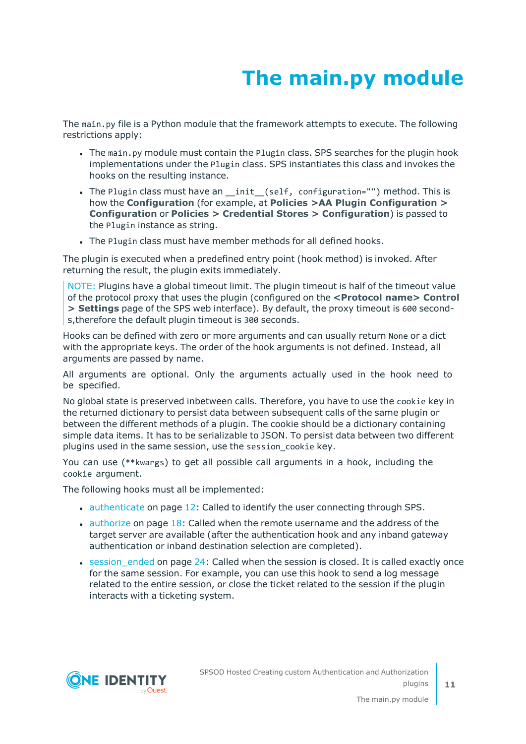# The main.py module

The `main.py` file is a Python module that the framework attempts to execute. The following restrictions apply:

- The `main.py` module must contain the `Plugin` class. SPS searches for the plugin hook implementations under the `Plugin` class. SPS instantiates this class and invokes the hooks on the resulting instance.
- The `Plugin` class must have an `__init__(self, configuration="")` method. This is how the **Configuration** (for example, at **Policies >AA Plugin Configuration > Configuration** or **Policies > Credential Stores > Configuration**) is passed to the `Plugin` instance as string.
- The `Plugin` class must have member methods for all defined hooks.

The plugin is executed when a predefined entry point (hook method) is invoked. After returning the result, the plugin exits immediately.

> NOTE: Plugins have a global timeout limit. The plugin timeout is half of the timeout value of the protocol proxy that uses the plugin (configured on the **<Protocol name> Control > Settings** page of the SPS web interface). By default, the proxy timeout is `600` seconds,therefore the default plugin timeout is `300` seconds.

Hooks can be defined with zero or more arguments and can usually return `None` or a dict with the appropriate keys. The order of the hook arguments is not defined. Instead, all arguments are passed by name.

All arguments are optional. Only the arguments actually used in the hook need to be specified.

No global state is preserved inbetween calls. Therefore, you have to use the `cookie` key in the returned dictionary to persist data between subsequent calls of the same plugin or between the different methods of a plugin. The cookie should be a dictionary containing simple data items. It has to be serializable to JSON. To persist data between two different plugins used in the same session, use the `session_cookie` key.

You can use (`**kwargs`) to get all possible call arguments in a hook, including the `cookie` argument.

The following hooks must all be implemented:

- authenticate on page 12: Called to identify the user connecting through SPS.
- authorize on page 18: Called when the remote username and the address of the target server are available (after the authentication hook and any inband gateway authentication or inband destination selection are completed).
- session_ended on page 24: Called when the session is closed. It is called exactly once for the same session. For example, you can use this hook to send a log message related to the entire session, or close the ticket related to the session if the plugin interacts with a ticketing system.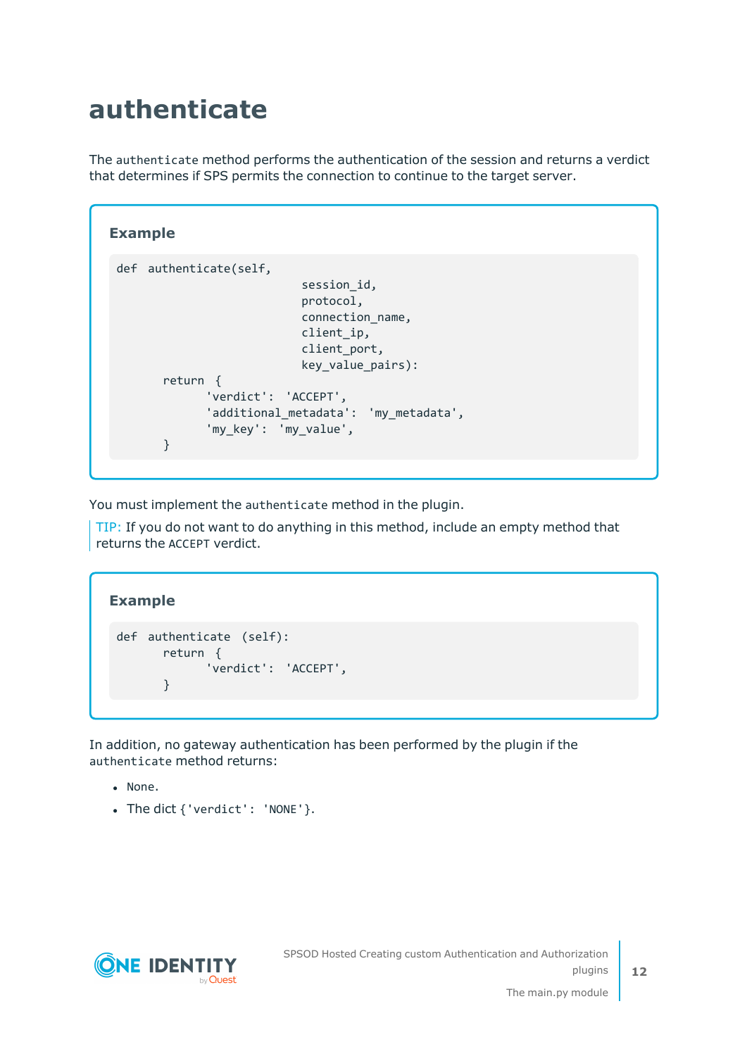# authenticate

The `authenticate` method performs the authentication of the session and returns a verdict that determines if SPS permits the connection to continue to the target server.

**Example**

```
def  authenticate(self,
                        session_id,
                        protocol,
                        connection_name,
                        client_ip,
                        client_port,
                        key_value_pairs):
      return  {
            'verdict':  'ACCEPT',
            'additional_metadata':  'my_metadata',
            'my_key':  'my_value',
      }
```

You must implement the `authenticate` method in the plugin.

TIP: If you do not want to do anything in this method, include an empty method that returns the `ACCEPT` verdict.

**Example**

```
def  authenticate  (self):
      return  {
            'verdict':  'ACCEPT',
      }
```

In addition, no gateway authentication has been performed by the plugin if the `authenticate` method returns:

- `None`.
- The dict `{'verdict':  'NONE'}`.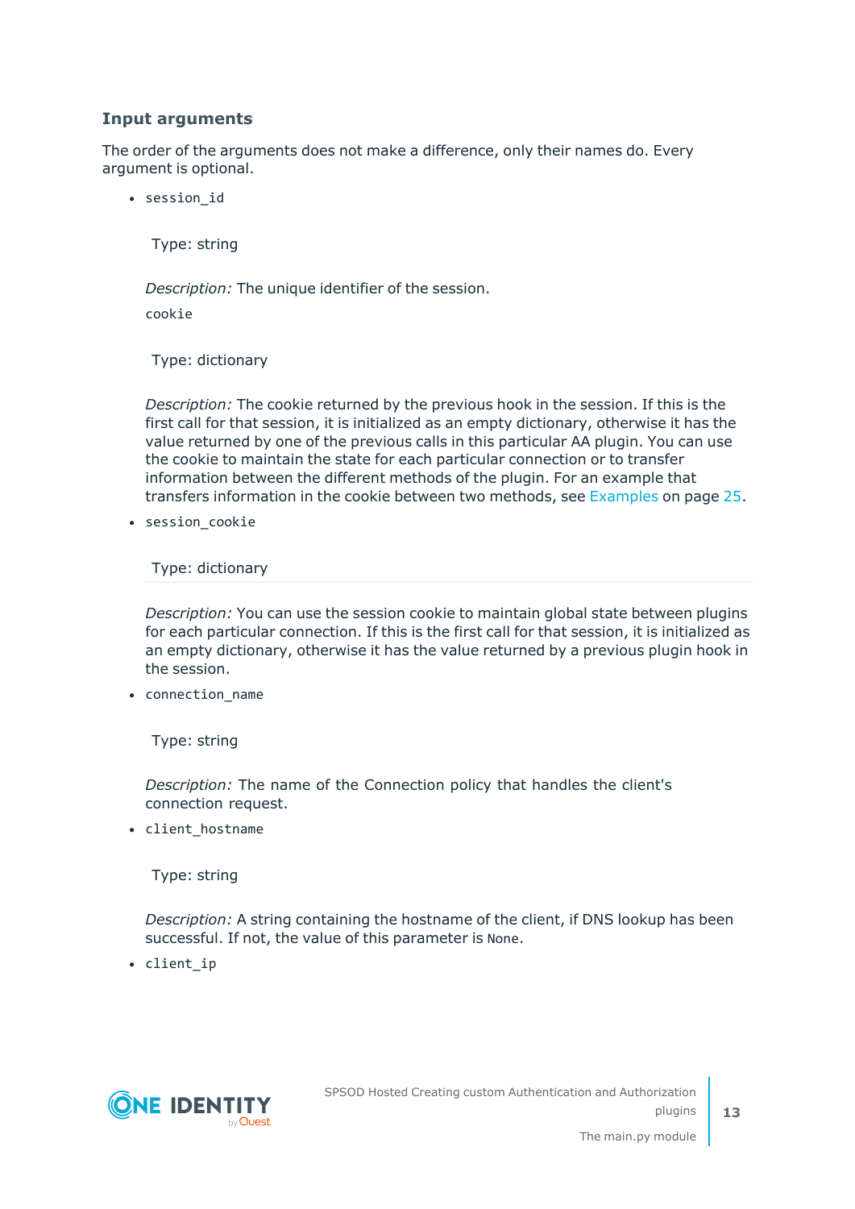### Input arguments

The order of the arguments does not make a difference, only their names do. Every argument is optional.

- `session_id`

  Type: string

  *Description:* The unique identifier of the session.

  `cookie`

  Type: dictionary

  *Description:* The cookie returned by the previous hook in the session. If this is the first call for that session, it is initialized as an empty dictionary, otherwise it has the value returned by one of the previous calls in this particular AA plugin. You can use the cookie to maintain the state for each particular connection or to transfer information between the different methods of the plugin. For an example that transfers information in the cookie between two methods, see Examples on page 25.

- `session_cookie`

  Type: dictionary

  *Description:* You can use the session cookie to maintain global state between plugins for each particular connection. If this is the first call for that session, it is initialized as an empty dictionary, otherwise it has the value returned by a previous plugin hook in the session.

- `connection_name`

  Type: string

  *Description:* The name of the Connection policy that handles the client's connection request.

- `client_hostname`

  Type: string

  *Description:* A string containing the hostname of the client, if DNS lookup has been successful. If not, the value of this parameter is `None`.

- `client_ip`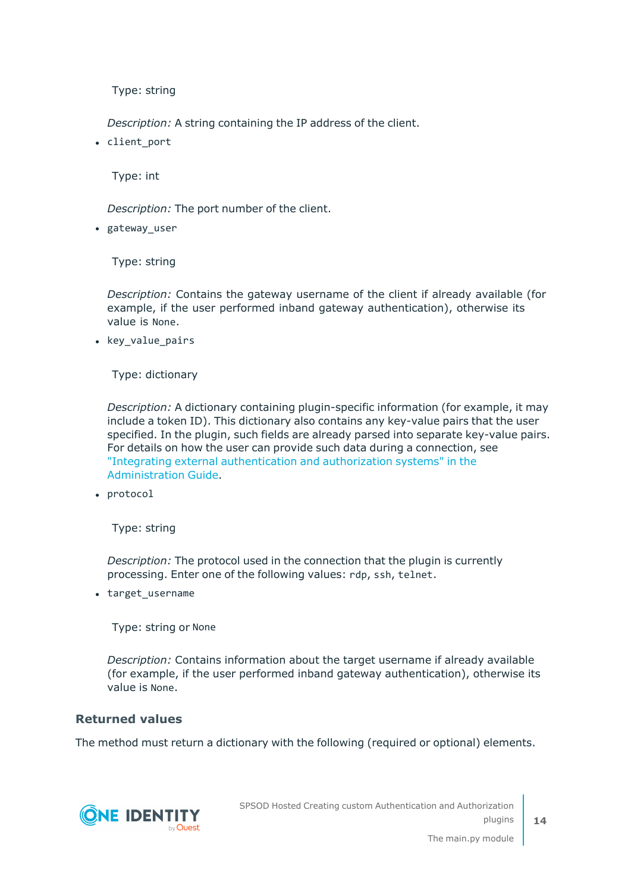Type: string

*Description:* A string containing the IP address of the client.

- `client_port`

  Type: int

  *Description:* The port number of the client.

- `gateway_user`

  Type: string

  *Description:* Contains the gateway username of the client if already available (for example, if the user performed inband gateway authentication), otherwise its value is `None`.

- `key_value_pairs`

  Type: dictionary

  *Description:* A dictionary containing plugin-specific information (for example, it may include a token ID). This dictionary also contains any key-value pairs that the user specified. In the plugin, such fields are already parsed into separate key-value pairs. For details on how the user can provide such data during a connection, see "Integrating external authentication and authorization systems" in the Administration Guide.

- `protocol`

  Type: string

  *Description:* The protocol used in the connection that the plugin is currently processing. Enter one of the following values: `rdp`, `ssh`, `telnet`.

- `target_username`

  Type: string or `None`

  *Description:* Contains information about the target username if already available (for example, if the user performed inband gateway authentication), otherwise its value is `None`.

### Returned values

The method must return a dictionary with the following (required or optional) elements.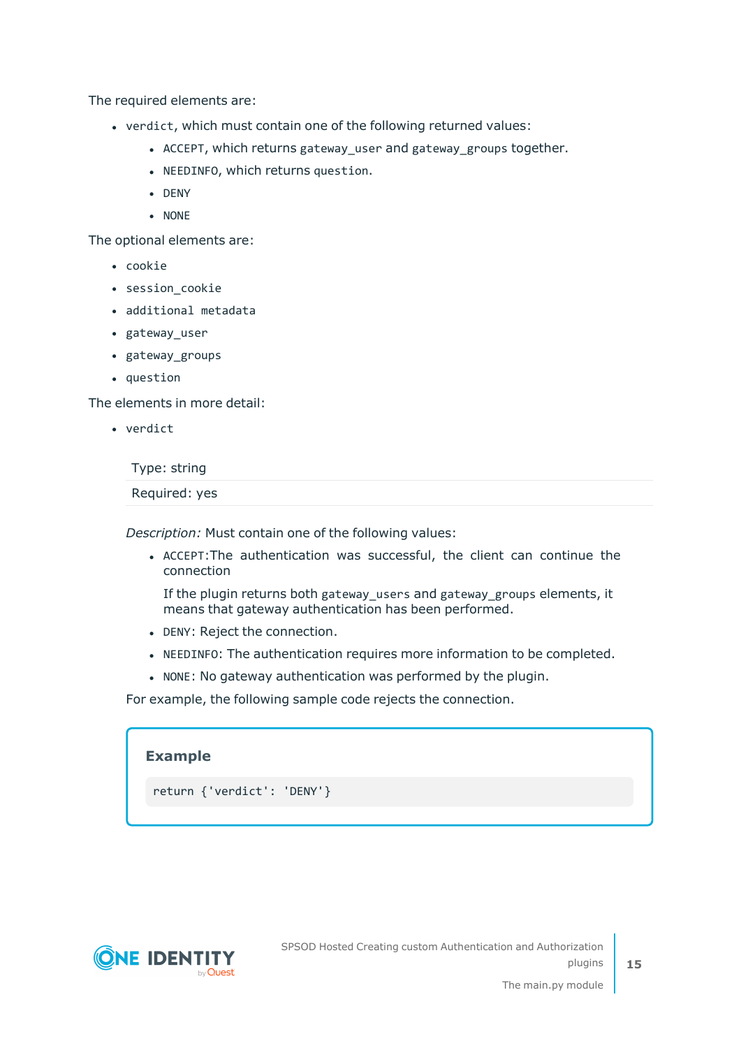The required elements are:

- `verdict`, which must contain one of the following returned values:
  - `ACCEPT`, which returns `gateway_user` and `gateway_groups` together.
  - `NEEDINFO`, which returns `question`.
  - `DENY`
  - `NONE`

The optional elements are:

- `cookie`
- `session_cookie`
- `additional metadata`
- `gateway_user`
- `gateway_groups`
- `question`

The elements in more detail:

- `verdict`

| Type: string |
| --- |
| Required: yes |

*Description:* Must contain one of the following values:

- `ACCEPT`:The authentication was successful, the client can continue the connection

  If the plugin returns both `gateway_users` and `gateway_groups` elements, it means that gateway authentication has been performed.

- `DENY`: Reject the connection.
- `NEEDINFO`: The authentication requires more information to be completed.
- `NONE`: No gateway authentication was performed by the plugin.

For example, the following sample code rejects the connection.

**Example**

```
return {'verdict': 'DENY'}
```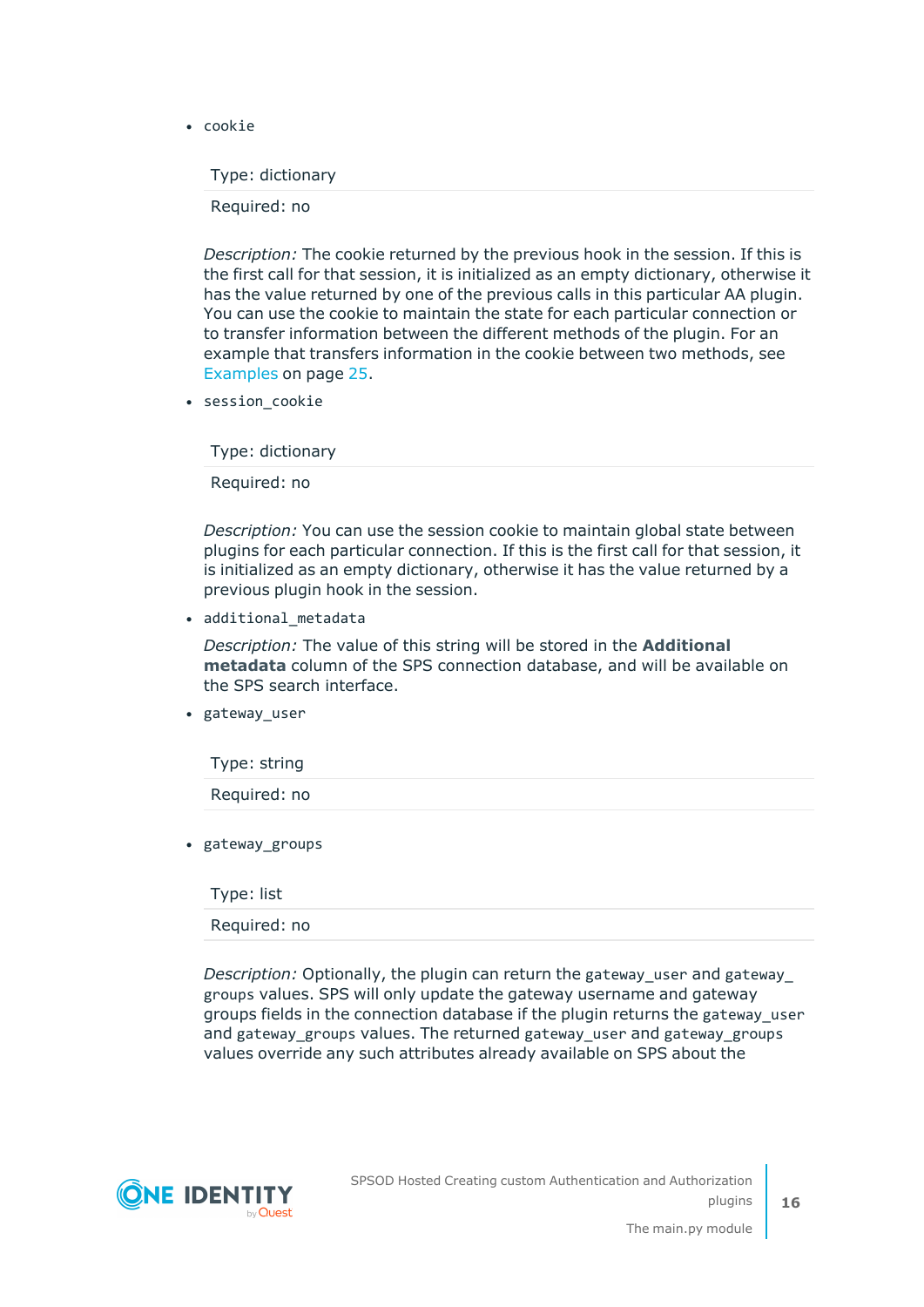- `cookie`

| Type: dictionary |
|---|
| Required: no |

*Description:* The cookie returned by the previous hook in the session. If this is the first call for that session, it is initialized as an empty dictionary, otherwise it has the value returned by one of the previous calls in this particular AA plugin. You can use the cookie to maintain the state for each particular connection or to transfer information between the different methods of the plugin. For an example that transfers information in the cookie between two methods, see Examples on page 25.

- `session_cookie`

| Type: dictionary |
|---|
| Required: no |

*Description:* You can use the session cookie to maintain global state between plugins for each particular connection. If this is the first call for that session, it is initialized as an empty dictionary, otherwise it has the value returned by a previous plugin hook in the session.

- `additional_metadata`

*Description:* The value of this string will be stored in the **Additional metadata** column of the SPS connection database, and will be available on the SPS search interface.

- `gateway_user`

| Type: string |
|---|
| Required: no |

- `gateway_groups`

| Type: list |
|---|
| Required: no |

*Description:* Optionally, the plugin can return the `gateway_user` and `gateway_groups` values. SPS will only update the gateway username and gateway groups fields in the connection database if the plugin returns the `gateway_user` and `gateway_groups` values. The returned `gateway_user` and `gateway_groups` values override any such attributes already available on SPS about the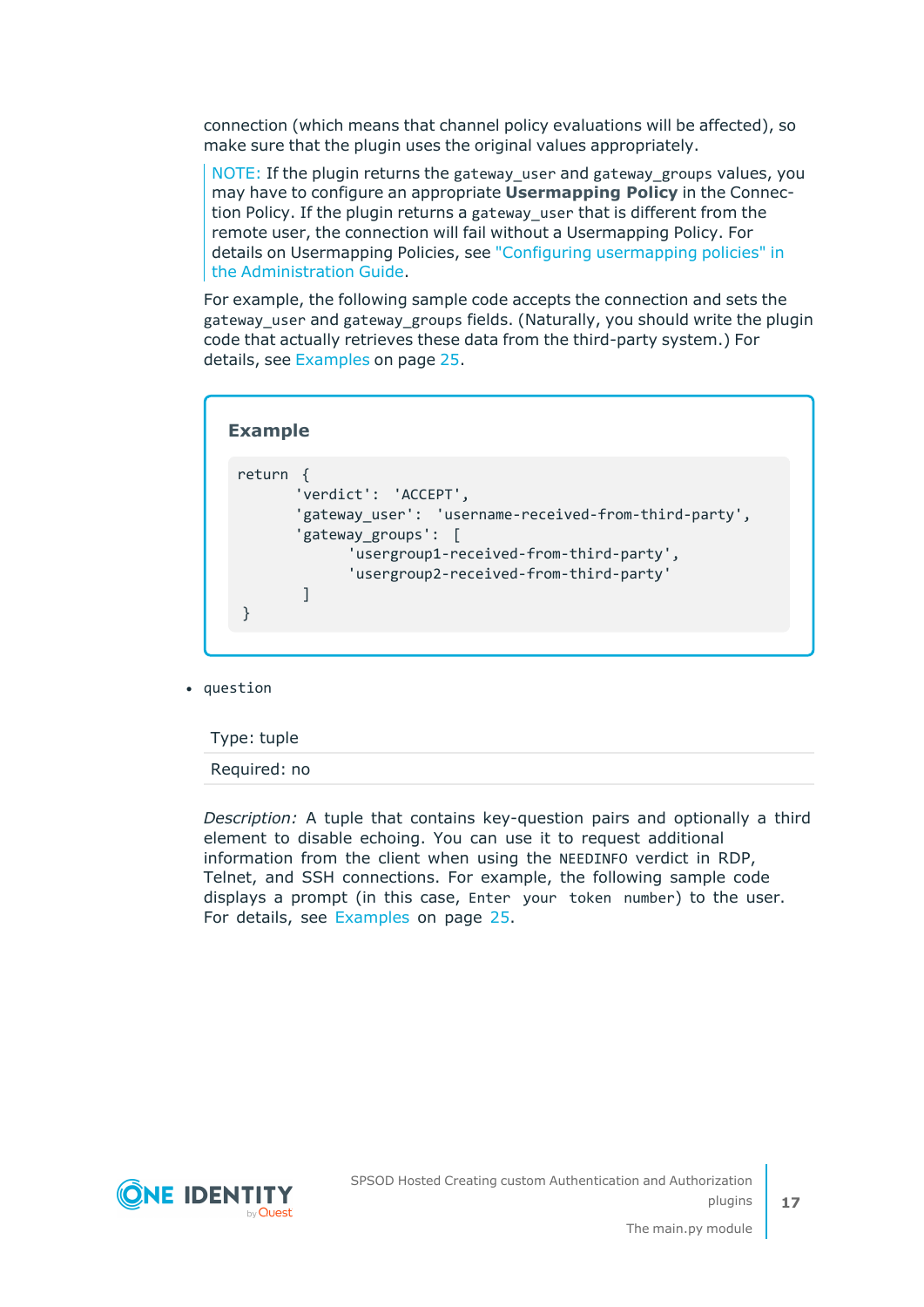connection (which means that channel policy evaluations will be affected), so make sure that the plugin uses the original values appropriately.

> NOTE: If the plugin returns the `gateway_user` and `gateway_groups` values, you may have to configure an appropriate **Usermapping Policy** in the Connection Policy. If the plugin returns a `gateway_user` that is different from the remote user, the connection will fail without a Usermapping Policy. For details on Usermapping Policies, see "Configuring usermapping policies" in the Administration Guide.

For example, the following sample code accepts the connection and sets the `gateway_user` and `gateway_groups` fields. (Naturally, you should write the plugin code that actually retrieves these data from the third-party system.) For details, see Examples on page 25.

**Example**

```
return {
        'verdict': 'ACCEPT',
        'gateway_user': 'username-received-from-third-party',
        'gateway_groups': [
                'usergroup1-received-from-third-party',
                'usergroup2-received-from-third-party'
        ]
}
```

- `question`

| Type: tuple |
|---|
| Required: no |

*Description:* A tuple that contains key-question pairs and optionally a third element to disable echoing. You can use it to request additional information from the client when using the `NEEDINFO` verdict in RDP, Telnet, and SSH connections. For example, the following sample code displays a prompt (in this case, `Enter your token number`) to the user. For details, see Examples on page 25.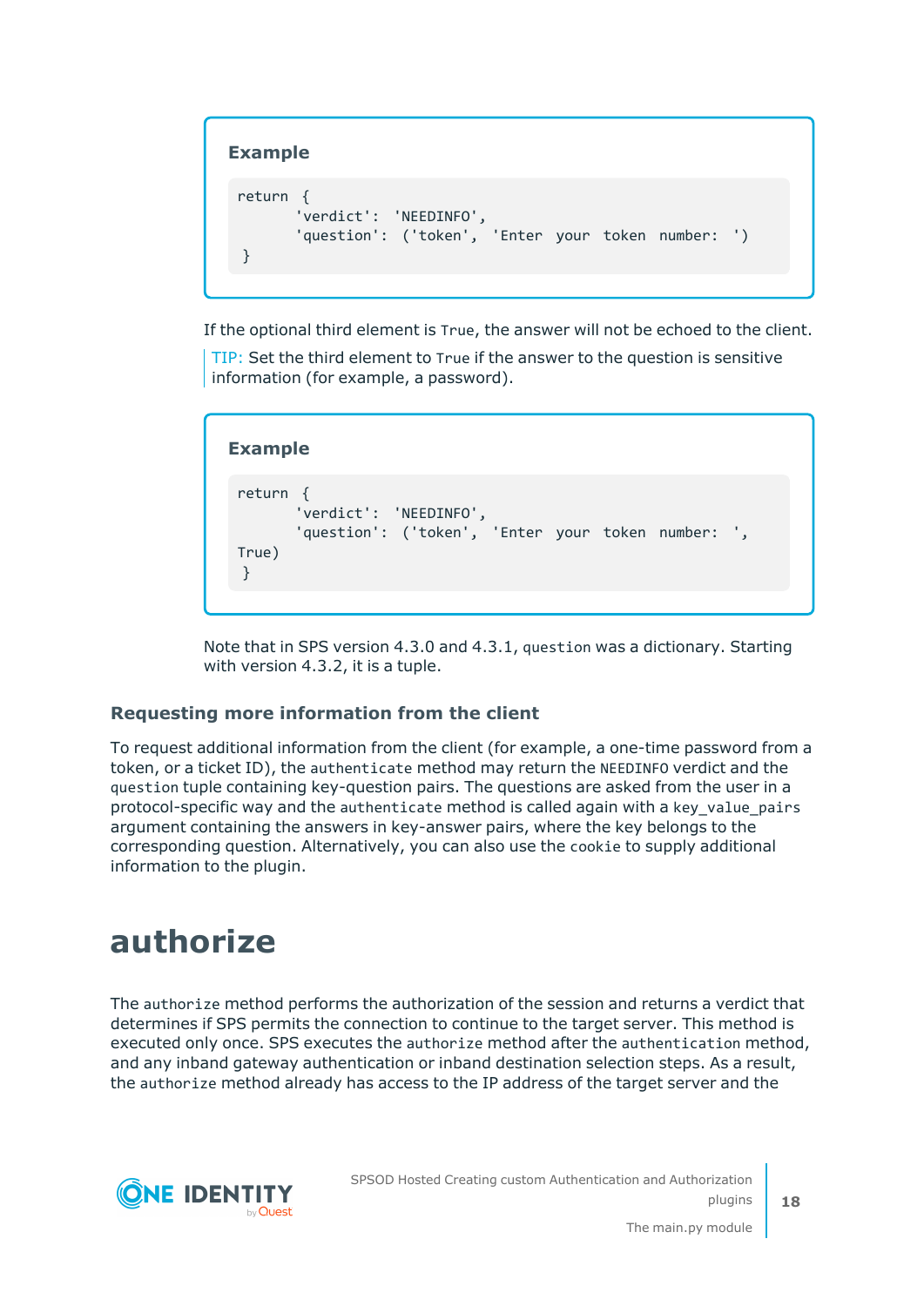**Example**

```
return {
       'verdict': 'NEEDINFO',
       'question': ('token', 'Enter your token number: ')
 }
```

If the optional third element is `True`, the answer will not be echoed to the client.

TIP: Set the third element to `True` if the answer to the question is sensitive information (for example, a password).

**Example**

```
return {
       'verdict': 'NEEDINFO',
       'question': ('token', 'Enter your token number: ',
True)
 }
```

Note that in SPS version 4.3.0 and 4.3.1, `question` was a dictionary. Starting with version 4.3.2, it is a tuple.

### Requesting more information from the client

To request additional information from the client (for example, a one-time password from a token, or a ticket ID), the `authenticate` method may return the `NEEDINFO` verdict and the `question` tuple containing key-question pairs. The questions are asked from the user in a protocol-specific way and the `authenticate` method is called again with a `key_value_pairs` argument containing the answers in key-answer pairs, where the key belongs to the corresponding question. Alternatively, you can also use the `cookie` to supply additional information to the plugin.

# authorize

The `authorize` method performs the authorization of the session and returns a verdict that determines if SPS permits the connection to continue to the target server. This method is executed only once. SPS executes the `authorize` method after the `authentication` method, and any inband gateway authentication or inband destination selection steps. As a result, the `authorize` method already has access to the IP address of the target server and the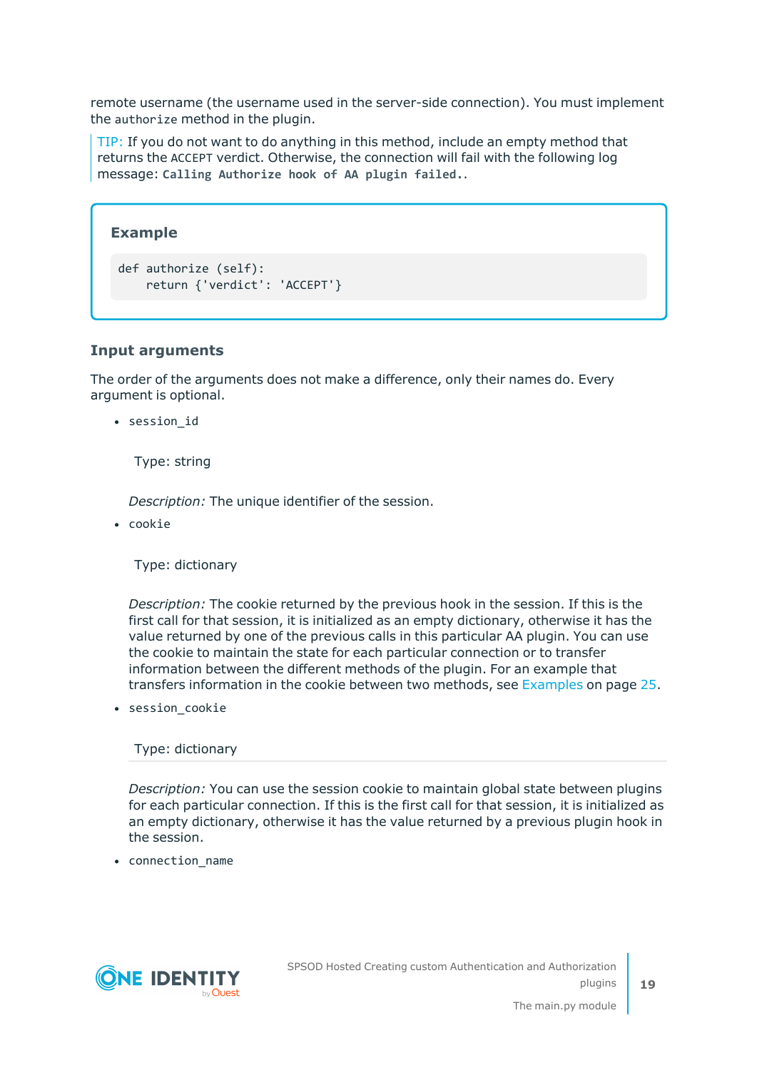remote username (the username used in the server-side connection). You must implement the `authorize` method in the plugin.

> TIP: If you do not want to do anything in this method, include an empty method that returns the `ACCEPT` verdict. Otherwise, the connection will fail with the following log message: **`Calling Authorize hook of AA plugin failed..`**

**Example**

```
def authorize (self):
    return {'verdict': 'ACCEPT'}
```

### Input arguments

The order of the arguments does not make a difference, only their names do. Every argument is optional.

- `session_id`

  Type: string

  *Description:* The unique identifier of the session.

- `cookie`

  Type: dictionary

  *Description:* The cookie returned by the previous hook in the session. If this is the first call for that session, it is initialized as an empty dictionary, otherwise it has the value returned by one of the previous calls in this particular AA plugin. You can use the cookie to maintain the state for each particular connection or to transfer information between the different methods of the plugin. For an example that transfers information in the cookie between two methods, see Examples on page 25.

- `session_cookie`

  Type: dictionary

  *Description:* You can use the session cookie to maintain global state between plugins for each particular connection. If this is the first call for that session, it is initialized as an empty dictionary, otherwise it has the value returned by a previous plugin hook in the session.

- `connection_name`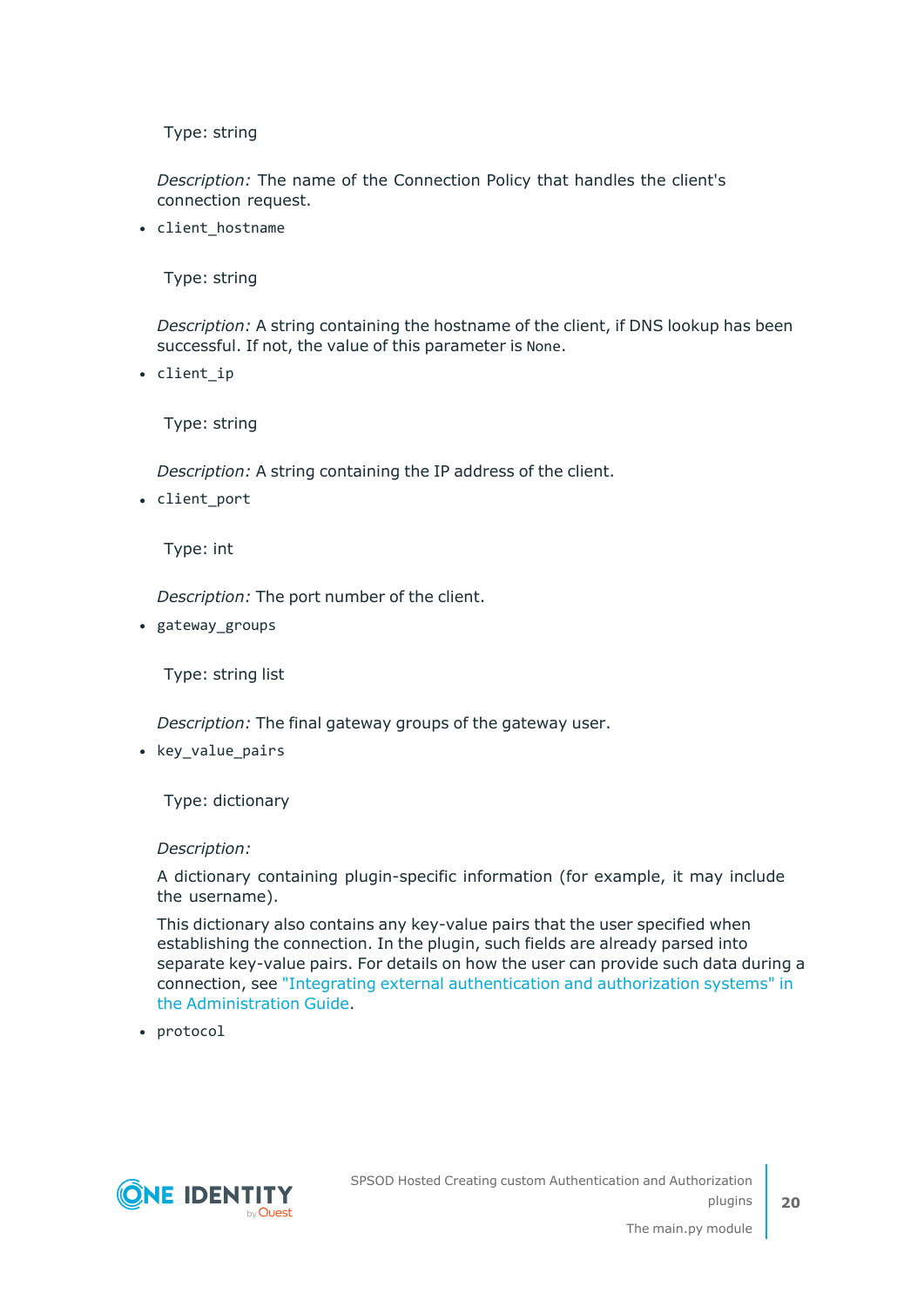Type: string

*Description:* The name of the Connection Policy that handles the client's connection request.

- `client_hostname`

  Type: string

  *Description:* A string containing the hostname of the client, if DNS lookup has been successful. If not, the value of this parameter is `None`.

- `client_ip`

  Type: string

  *Description:* A string containing the IP address of the client.

- `client_port`

  Type: int

  *Description:* The port number of the client.

- `gateway_groups`

  Type: string list

  *Description:* The final gateway groups of the gateway user.

- `key_value_pairs`

  Type: dictionary

  *Description:*

  A dictionary containing plugin-specific information (for example, it may include the username).

  This dictionary also contains any key-value pairs that the user specified when establishing the connection. In the plugin, such fields are already parsed into separate key-value pairs. For details on how the user can provide such data during a connection, see "Integrating external authentication and authorization systems" in the Administration Guide.

- `protocol`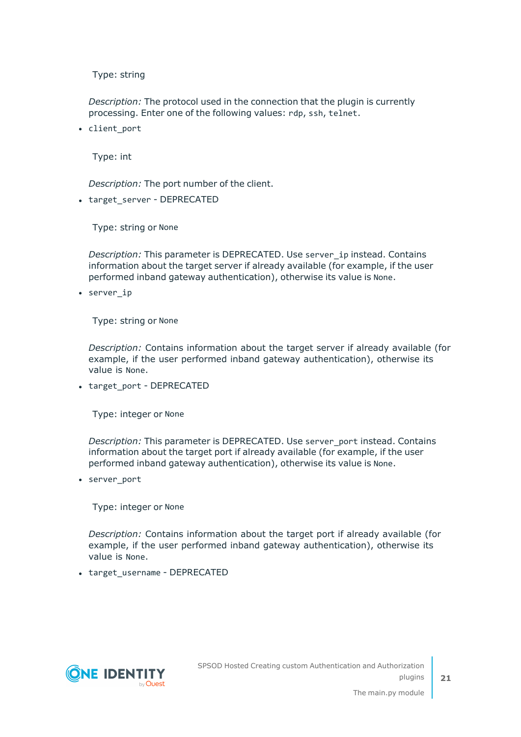Type: string

*Description:* The protocol used in the connection that the plugin is currently processing. Enter one of the following values: `rdp`, `ssh`, `telnet`.

- `client_port`

  Type: int

  *Description:* The port number of the client.

- `target_server` - DEPRECATED

  Type: string or `None`

  *Description:* This parameter is DEPRECATED. Use `server_ip` instead. Contains information about the target server if already available (for example, if the user performed inband gateway authentication), otherwise its value is `None`.

- `server_ip`

  Type: string or `None`

  *Description:* Contains information about the target server if already available (for example, if the user performed inband gateway authentication), otherwise its value is `None`.

- `target_port` - DEPRECATED

  Type: integer or `None`

  *Description:* This parameter is DEPRECATED. Use `server_port` instead. Contains information about the target port if already available (for example, if the user performed inband gateway authentication), otherwise its value is `None`.

- `server_port`

  Type: integer or `None`

  *Description:* Contains information about the target port if already available (for example, if the user performed inband gateway authentication), otherwise its value is `None`.

- `target_username` - DEPRECATED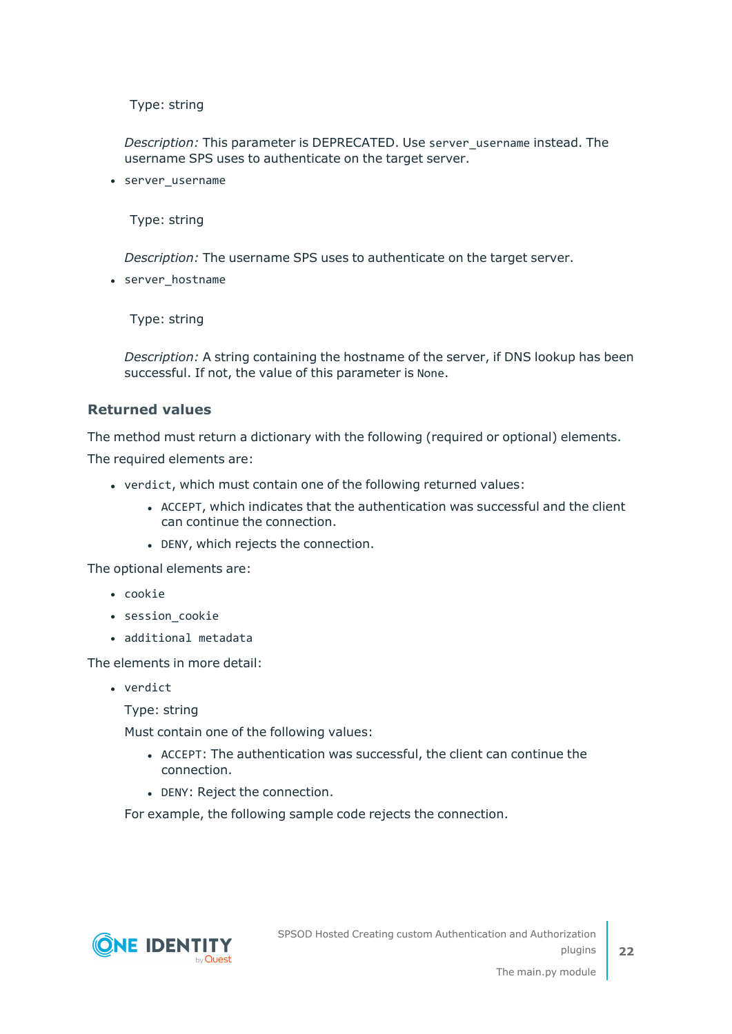Type: string

*Description:* This parameter is DEPRECATED. Use `server_username` instead. The username SPS uses to authenticate on the target server.

- `server_username`

  Type: string

  *Description:* The username SPS uses to authenticate on the target server.

- `server_hostname`

  Type: string

  *Description:* A string containing the hostname of the server, if DNS lookup has been successful. If not, the value of this parameter is `None`.

### Returned values

The method must return a dictionary with the following (required or optional) elements.

The required elements are:

- `verdict`, which must contain one of the following returned values:
  - `ACCEPT`, which indicates that the authentication was successful and the client can continue the connection.
  - `DENY`, which rejects the connection.

The optional elements are:

- `cookie`
- `session_cookie`
- `additional metadata`

The elements in more detail:

- `verdict`

  Type: string

  Must contain one of the following values:

  - `ACCEPT`: The authentication was successful, the client can continue the connection.
  - `DENY`: Reject the connection.

  For example, the following sample code rejects the connection.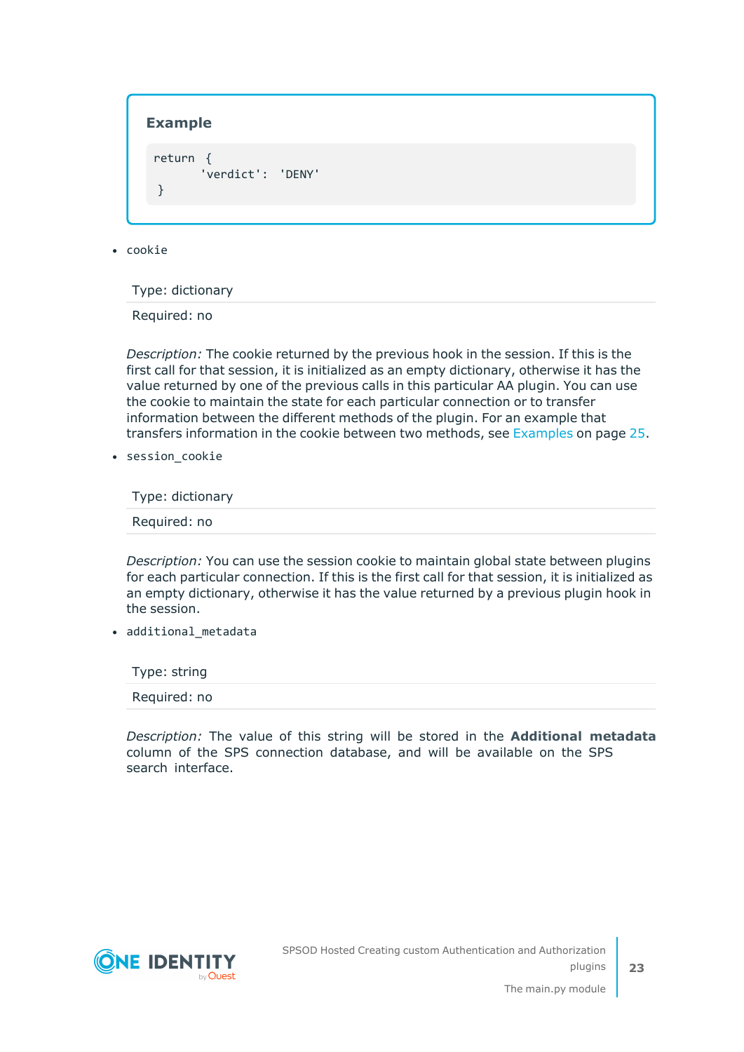**Example**

```
return {
       'verdict': 'DENY'
}
```

- `cookie`

| Type: dictionary |
|---|
| Required: no |

*Description:* The cookie returned by the previous hook in the session. If this is the first call for that session, it is initialized as an empty dictionary, otherwise it has the value returned by one of the previous calls in this particular AA plugin. You can use the cookie to maintain the state for each particular connection or to transfer information between the different methods of the plugin. For an example that transfers information in the cookie between two methods, see Examples on page 25.

- `session_cookie`

| Type: dictionary |
|---|
| Required: no |

*Description:* You can use the session cookie to maintain global state between plugins for each particular connection. If this is the first call for that session, it is initialized as an empty dictionary, otherwise it has the value returned by a previous plugin hook in the session.

- `additional_metadata`

| Type: string |
|---|
| Required: no |

*Description:* The value of this string will be stored in the **Additional metadata** column of the SPS connection database, and will be available on the SPS search interface.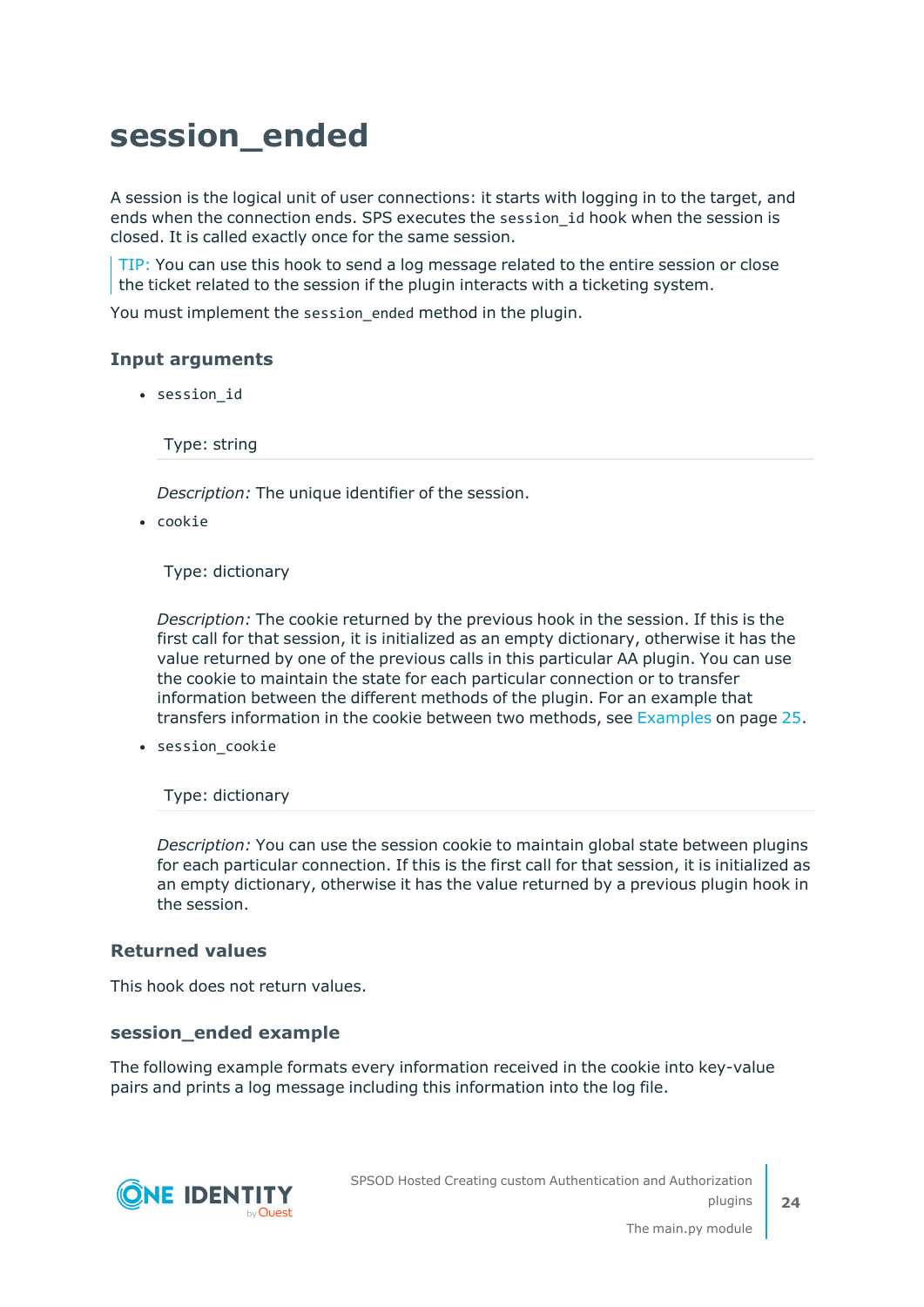# session_ended

A session is the logical unit of user connections: it starts with logging in to the target, and ends when the connection ends. SPS executes the `session_id` hook when the session is closed. It is called exactly once for the same session.

> TIP: You can use this hook to send a log message related to the entire session or close the ticket related to the session if the plugin interacts with a ticketing system.

You must implement the `session_ended` method in the plugin.

### Input arguments

- `session_id`

  Type: string

  *Description:* The unique identifier of the session.

- `cookie`

  Type: dictionary

  *Description:* The cookie returned by the previous hook in the session. If this is the first call for that session, it is initialized as an empty dictionary, otherwise it has the value returned by one of the previous calls in this particular AA plugin. You can use the cookie to maintain the state for each particular connection or to transfer information between the different methods of the plugin. For an example that transfers information in the cookie between two methods, see Examples on page 25.

- `session_cookie`

  Type: dictionary

  *Description:* You can use the session cookie to maintain global state between plugins for each particular connection. If this is the first call for that session, it is initialized as an empty dictionary, otherwise it has the value returned by a previous plugin hook in the session.

### Returned values

This hook does not return values.

### session_ended example

The following example formats every information received in the cookie into key-value pairs and prints a log message including this information into the log file.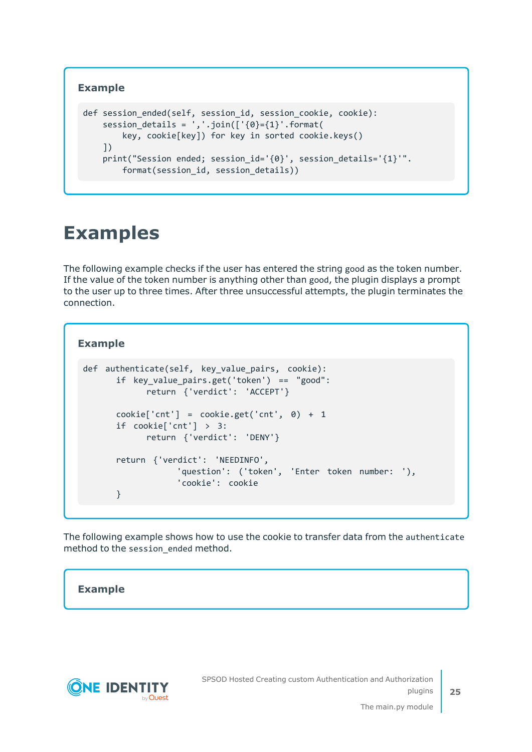**Example**

```
def session_ended(self, session_id, session_cookie, cookie):
    session_details = ','.join(['{0}={1}'.format(
        key, cookie[key]) for key in sorted cookie.keys()
    ])
    print("Session ended; session_id='{0}', session_details='{1}'".
        format(session_id, session_details))
```

# Examples

The following example checks if the user has entered the string good as the token number. If the value of the token number is anything other than good, the plugin displays a prompt to the user up to three times. After three unsuccessful attempts, the plugin terminates the connection.

**Example**

```
def  authenticate(self,  key_value_pairs,  cookie):
      if  key_value_pairs.get('token')  ==  "good":
            return  {'verdict':  'ACCEPT'}

      cookie['cnt']  =  cookie.get('cnt',  0)  +  1
      if  cookie['cnt']  >  3:
            return  {'verdict':  'DENY'}

      return  {'verdict':  'NEEDINFO',
                   'question':  ('token',  'Enter  token  number:  '),
                   'cookie':  cookie
      }
```

The following example shows how to use the cookie to transfer data from the authenticate method to the session_ended method.

**Example**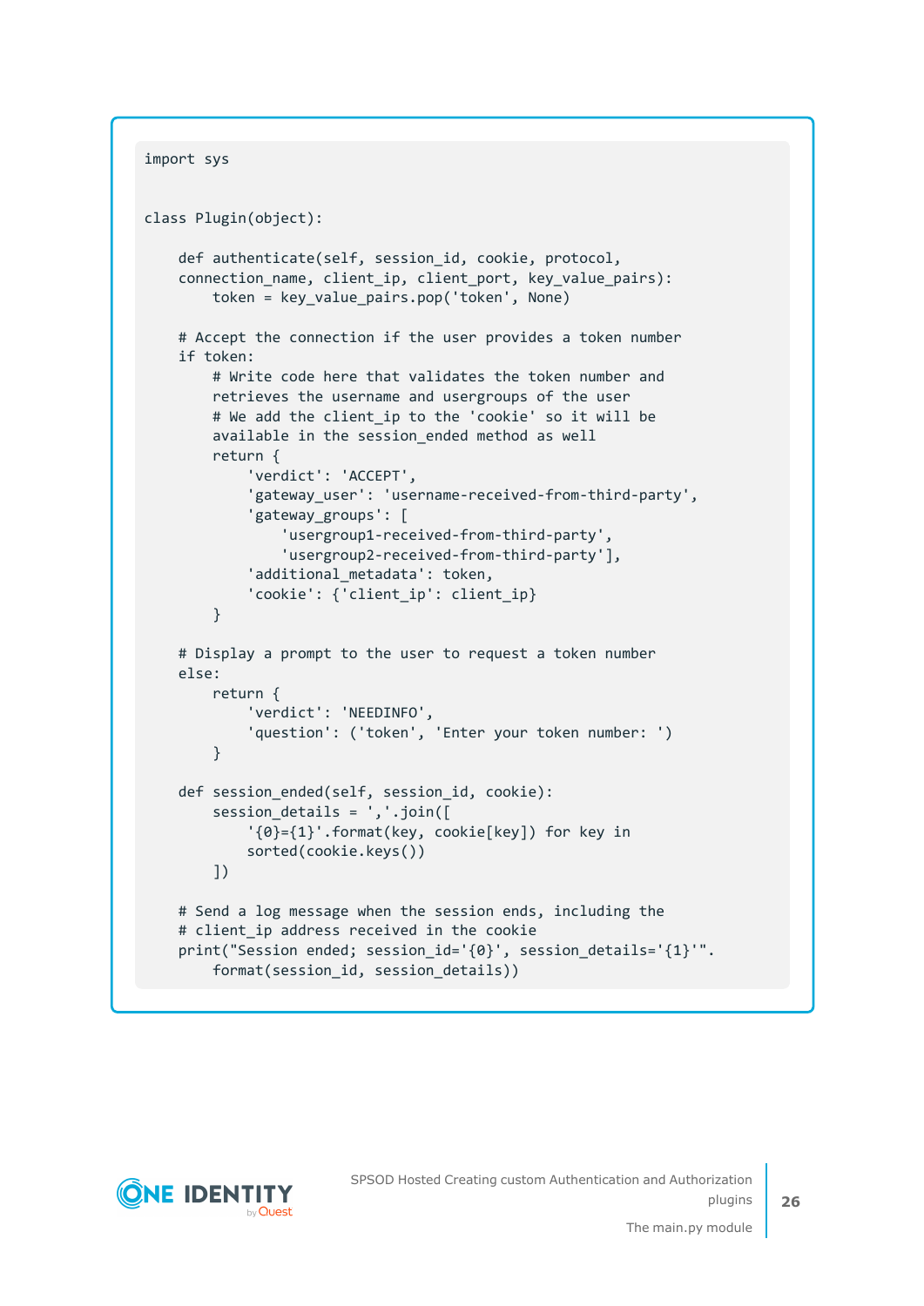```
import sys


class Plugin(object):

    def authenticate(self, session_id, cookie, protocol,
    connection_name, client_ip, client_port, key_value_pairs):
        token = key_value_pairs.pop('token', None)

    # Accept the connection if the user provides a token number
    if token:
        # Write code here that validates the token number and
        retrieves the username and usergroups of the user
        # We add the client_ip to the 'cookie' so it will be
        available in the session_ended method as well
        return {
            'verdict': 'ACCEPT',
            'gateway_user': 'username-received-from-third-party',
            'gateway_groups': [
                'usergroup1-received-from-third-party',
                'usergroup2-received-from-third-party'],
            'additional_metadata': token,
            'cookie': {'client_ip': client_ip}
        }

    # Display a prompt to the user to request a token number
    else:
        return {
            'verdict': 'NEEDINFO',
            'question': ('token', 'Enter your token number: ')
        }

    def session_ended(self, session_id, cookie):
        session_details = ','.join([
            '{0}={1}'.format(key, cookie[key]) for key in
            sorted(cookie.keys())
        ])

    # Send a log message when the session ends, including the
    # client_ip address received in the cookie
    print("Session ended; session_id='{0}', session_details='{1}'".
        format(session_id, session_details))
```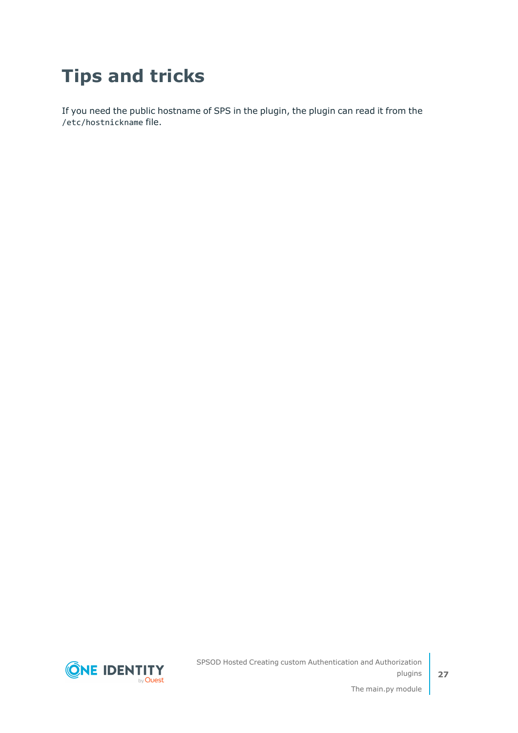# Tips and tricks

If you need the public hostname of SPS in the plugin, the plugin can read it from the `/etc/hostnickname` file.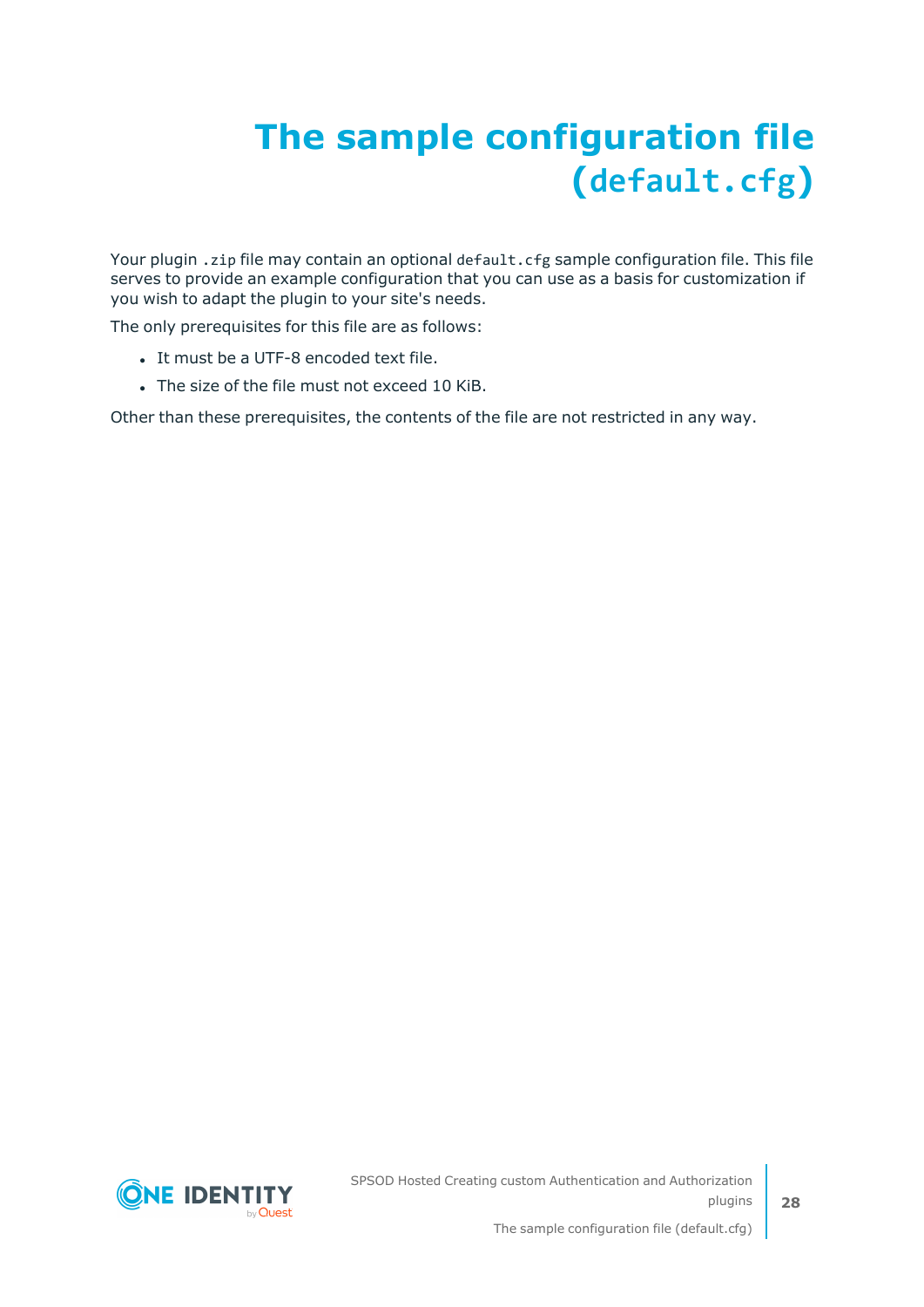# The sample configuration file (`default.cfg`)

Your plugin `.zip` file may contain an optional `default.cfg` sample configuration file. This file serves to provide an example configuration that you can use as a basis for customization if you wish to adapt the plugin to your site's needs.

The only prerequisites for this file are as follows:

- It must be a UTF-8 encoded text file.
- The size of the file must not exceed 10 KiB.

Other than these prerequisites, the contents of the file are not restricted in any way.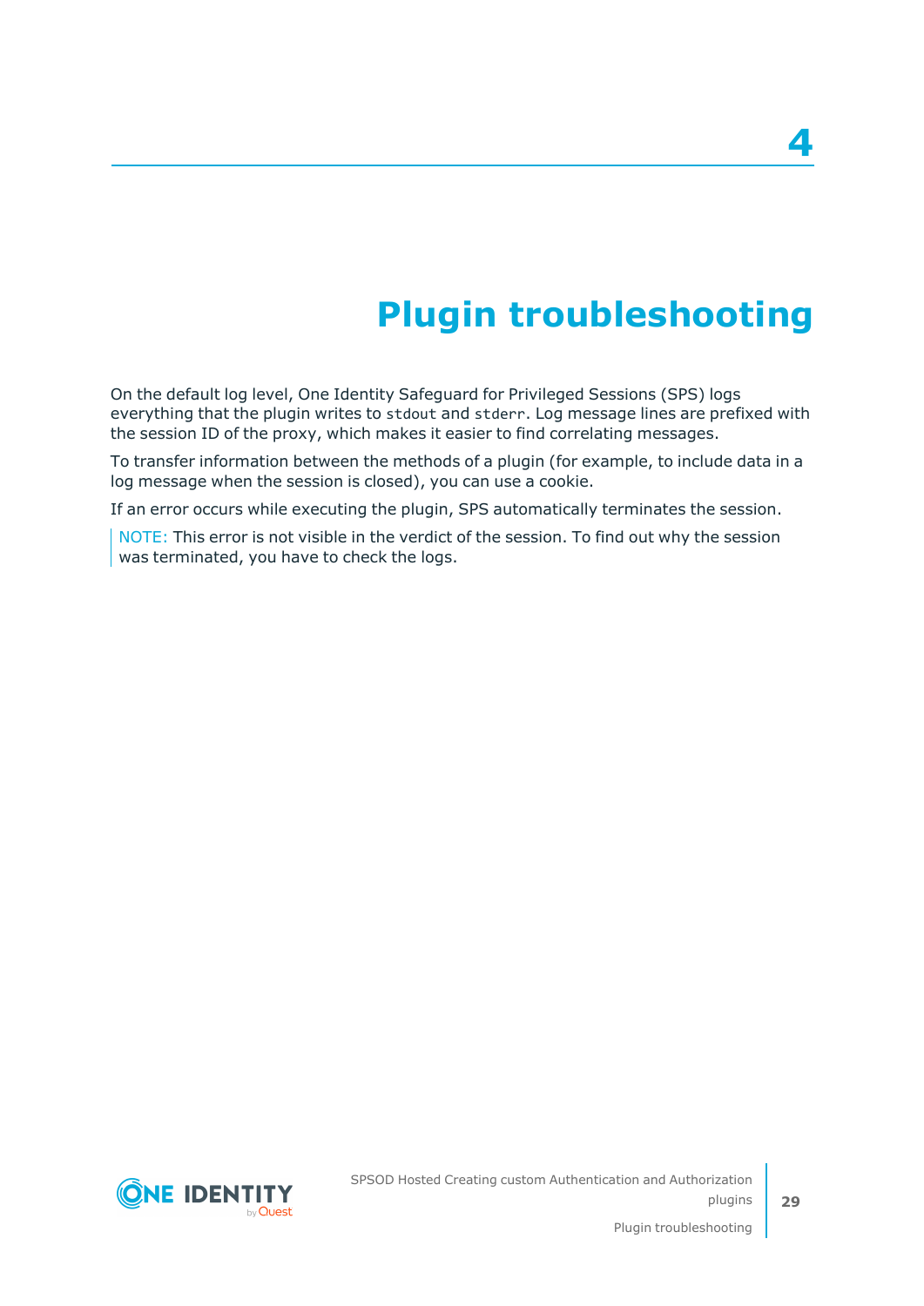# 4 Plugin troubleshooting

On the default log level, One Identity Safeguard for Privileged Sessions (SPS) logs everything that the plugin writes to `stdout` and `stderr`. Log message lines are prefixed with the session ID of the proxy, which makes it easier to find correlating messages.

To transfer information between the methods of a plugin (for example, to include data in a log message when the session is closed), you can use a cookie.

If an error occurs while executing the plugin, SPS automatically terminates the session.

> NOTE: This error is not visible in the verdict of the session. To find out why the session was terminated, you have to check the logs.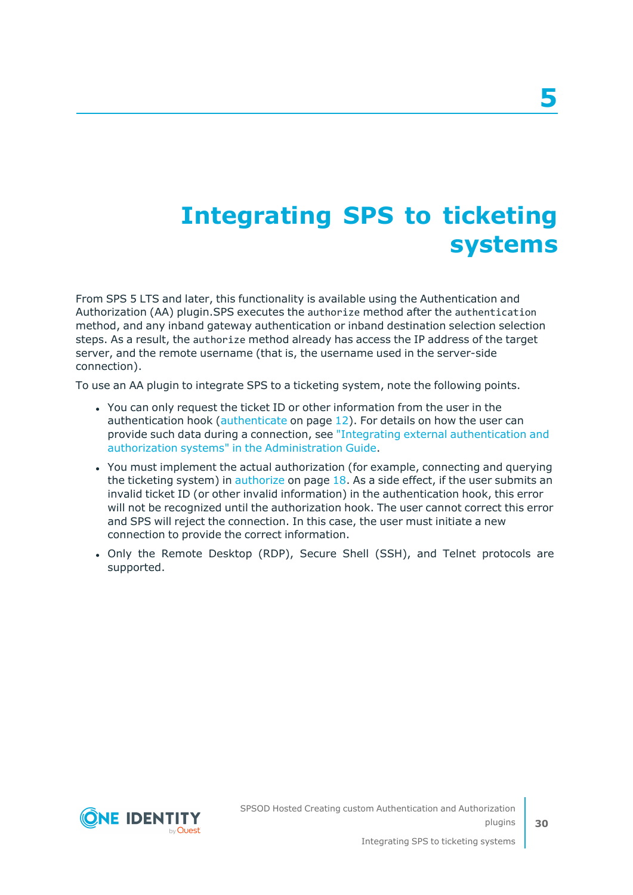# 5 Integrating SPS to ticketing systems

From SPS 5 LTS and later, this functionality is available using the Authentication and Authorization (AA) plugin.SPS executes the `authorize` method after the `authentication` method, and any inband gateway authentication or inband destination selection selection steps. As a result, the `authorize` method already has access the IP address of the target server, and the remote username (that is, the username used in the server-side connection).

To use an AA plugin to integrate SPS to a ticketing system, note the following points.

- You can only request the ticket ID or other information from the user in the authentication hook (authenticate on page 12). For details on how the user can provide such data during a connection, see "Integrating external authentication and authorization systems" in the Administration Guide.
- You must implement the actual authorization (for example, connecting and querying the ticketing system) in authorize on page 18. As a side effect, if the user submits an invalid ticket ID (or other invalid information) in the authentication hook, this error will not be recognized until the authorization hook. The user cannot correct this error and SPS will reject the connection. In this case, the user must initiate a new connection to provide the correct information.
- Only the Remote Desktop (RDP), Secure Shell (SSH), and Telnet protocols are supported.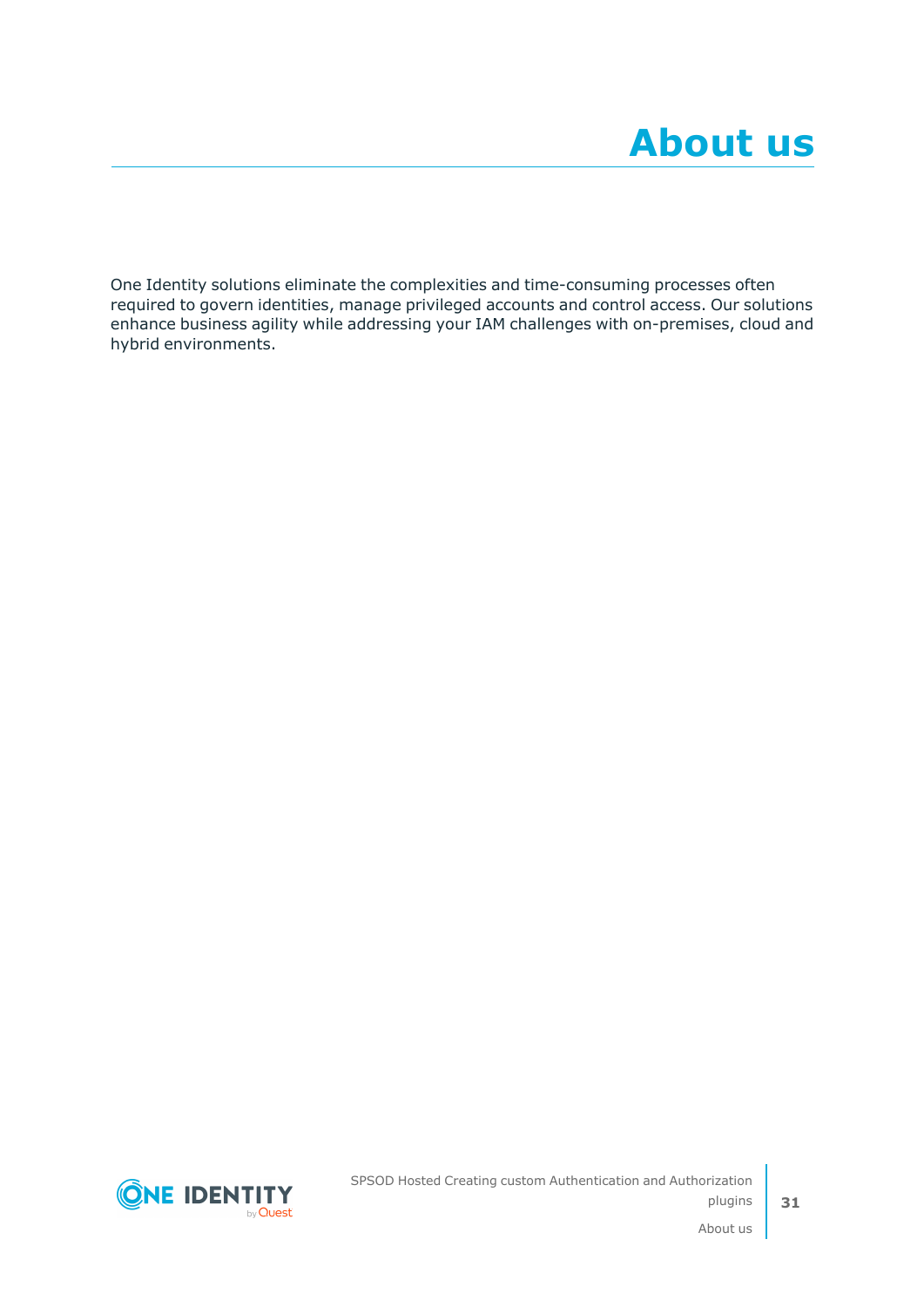# About us

One Identity solutions eliminate the complexities and time-consuming processes often required to govern identities, manage privileged accounts and control access. Our solutions enhance business agility while addressing your IAM challenges with on-premises, cloud and hybrid environments.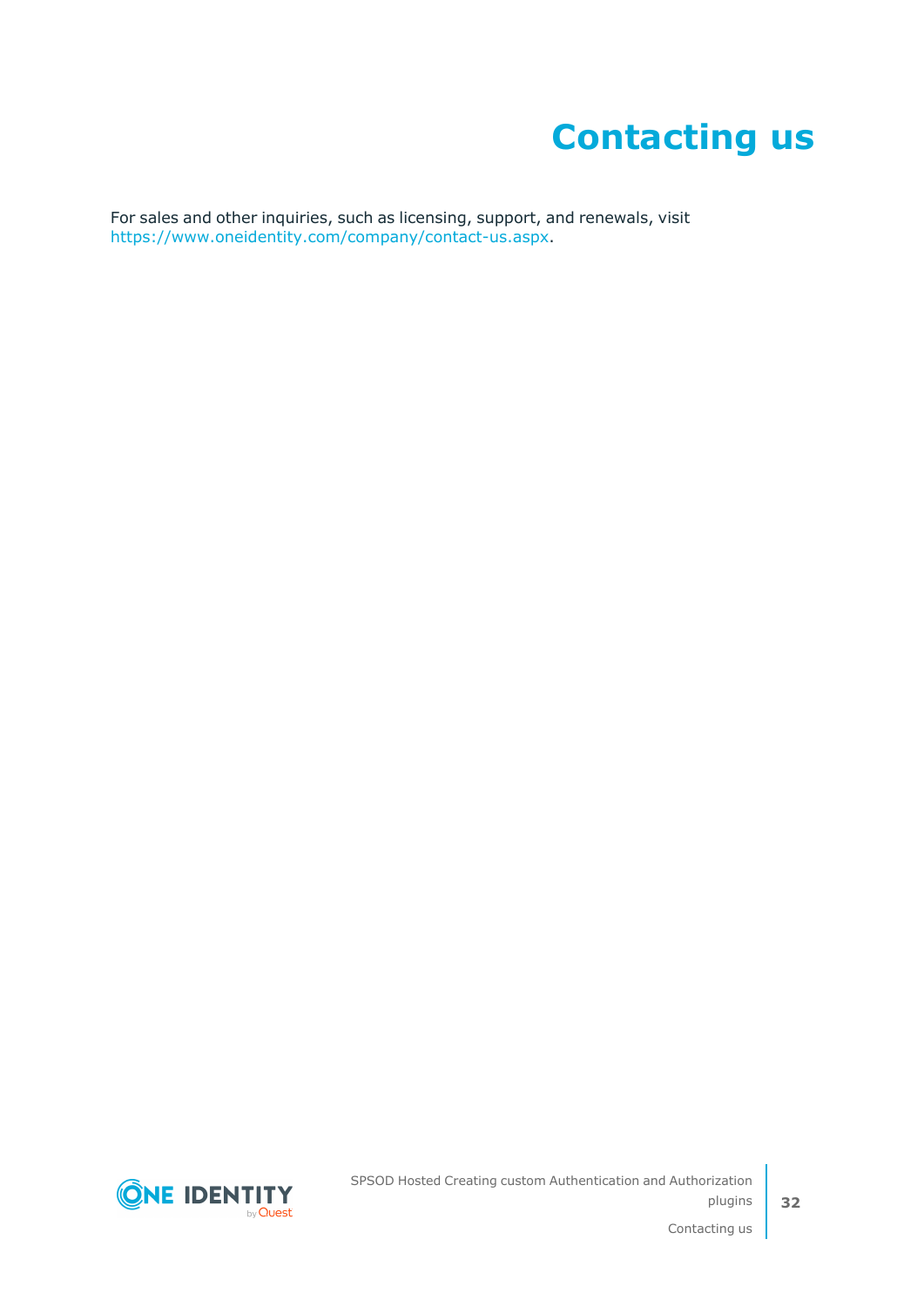# Contacting us

For sales and other inquiries, such as licensing, support, and renewals, visit https://www.oneidentity.com/company/contact-us.aspx.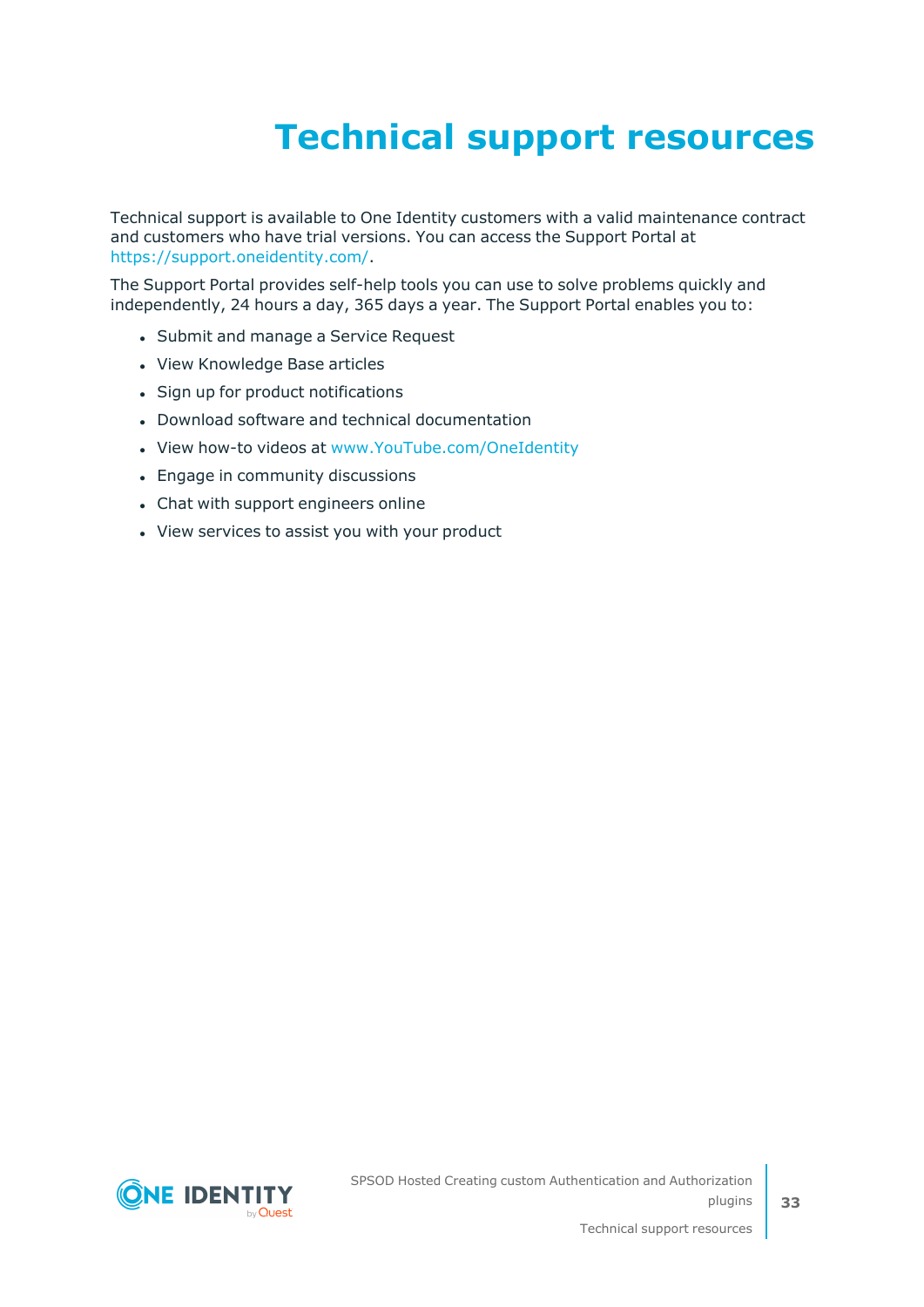# Technical support resources

Technical support is available to One Identity customers with a valid maintenance contract and customers who have trial versions. You can access the Support Portal at https://support.oneidentity.com/.

The Support Portal provides self-help tools you can use to solve problems quickly and independently, 24 hours a day, 365 days a year. The Support Portal enables you to:

- Submit and manage a Service Request
- View Knowledge Base articles
- Sign up for product notifications
- Download software and technical documentation
- View how-to videos at www.YouTube.com/OneIdentity
- Engage in community discussions
- Chat with support engineers online
- View services to assist you with your product